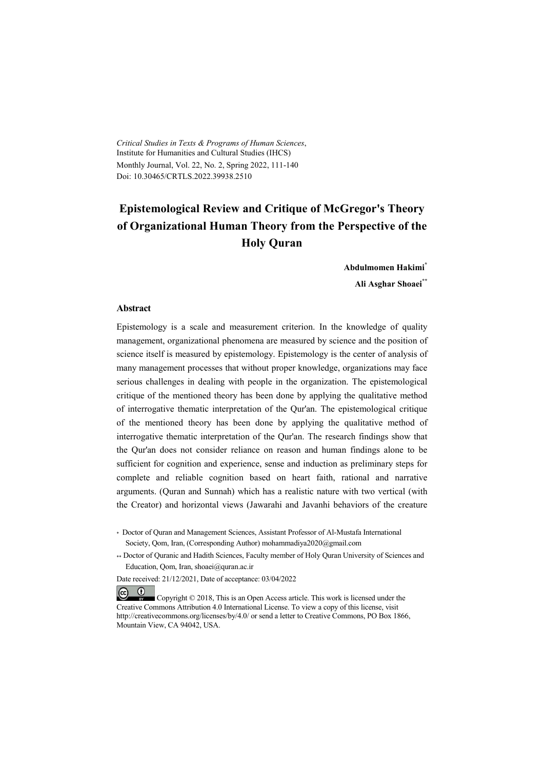*Critical Studies in Texts & Programs of Human Sciences*,
Institute for Humanities and Cultural Studies (IHCS)
Monthly Journal, Vol. 22, No. 2, Spring 2022, 111-140
Doi: 10.30465/CRTLS.2022.39938.2510

# Epistemological Review and Critique of McGregor's Theory of Organizational Human Theory from the Perspective of the Holy Quran

**Abdulmomen Hakimi**[*]

**Ali Asghar Shoaei**[**]

## Abstract

Epistemology is a scale and measurement criterion. In the knowledge of quality management, organizational phenomena are measured by science and the position of science itself is measured by epistemology. Epistemology is the center of analysis of many management processes that without proper knowledge, organizations may face serious challenges in dealing with people in the organization. The epistemological critique of the mentioned theory has been done by applying the qualitative method of interrogative thematic interpretation of the Qur'an. The epistemological critique of the mentioned theory has been done by applying the qualitative method of interrogative thematic interpretation of the Qur'an. The research findings show that the Qur'an does not consider reliance on reason and human findings alone to be sufficient for cognition and experience, sense and induction as preliminary steps for complete and reliable cognition based on heart faith, rational and narrative arguments. (Quran and Sunnah) which has a realistic nature with two vertical (with the Creator) and horizontal views (Jawarahi and Javanhi behaviors of the creature

[*] Doctor of Quran and Management Sciences, Assistant Professor of Al-Mustafa International Society, Qom, Iran, (Corresponding Author) mohammadiya2020@gmail.com

[**] Doctor of Quranic and Hadith Sciences, Faculty member of Holy Quran University of Sciences and Education, Qom, Iran, shoaei@quran.ac.ir

Date received: 21/12/2021, Date of acceptance: 03/04/2022

Copyright © 2018, This is an Open Access article. This work is licensed under the Creative Commons Attribution 4.0 International License. To view a copy of this license, visit http://creativecommons.org/licenses/by/4.0/ or send a letter to Creative Commons, PO Box 1866, Mountain View, CA 94042, USA.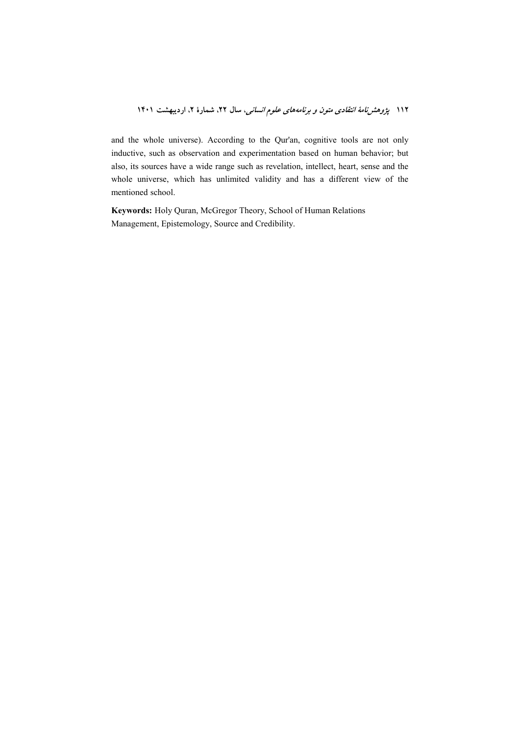and the whole universe). According to the Qur'an, cognitive tools are not only inductive, such as observation and experimentation based on human behavior; but also, its sources have a wide range such as revelation, intellect, heart, sense and the whole universe, which has unlimited validity and has a different view of the mentioned school.

**Keywords:** Holy Quran, McGregor Theory, School of Human Relations Management, Epistemology, Source and Credibility.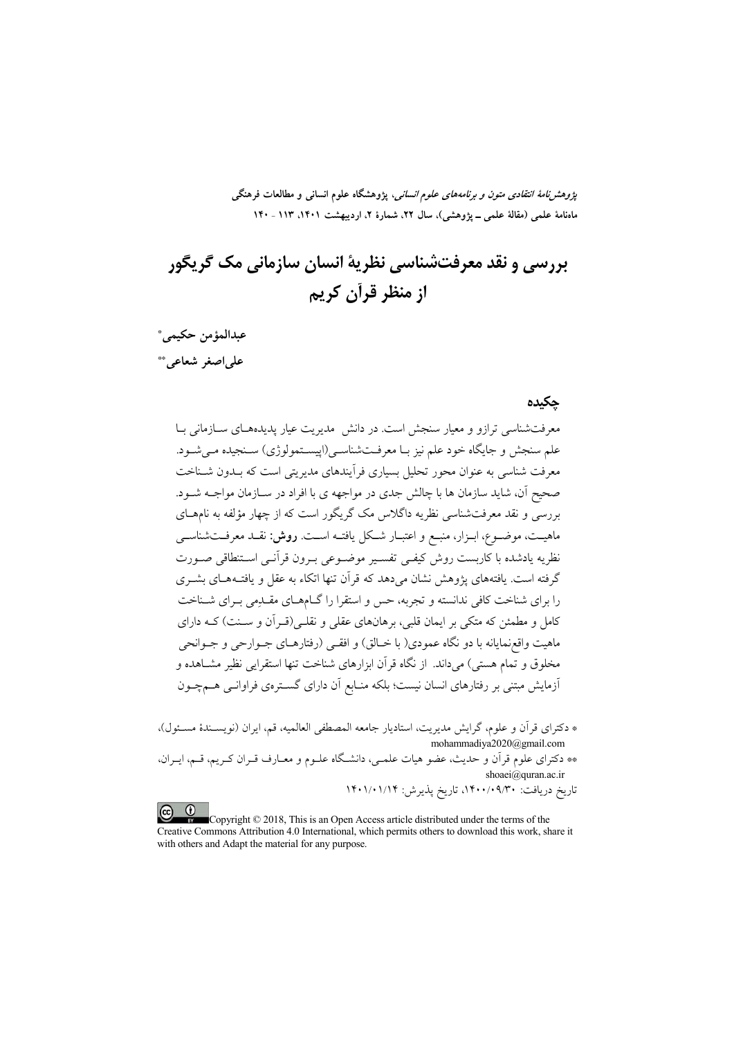*پژوهش‌نامهٔ انتقادی متون و برنامه‌های علوم انسانی*، پژوهشگاه علوم انسانی و مطالعات فرهنگی
ماهنامهٔ علمی (مقالهٔ علمی ـ پژوهشی)، سال ۲۲، شمارهٔ ۲، اردیبهشت ۱۴۰۱، ۱۱۳ - ۱۴۰

# بررسی و نقد معرفت‌شناسی نظریهٔ انسان سازمانی مک گریگور از منظر قرآن کریم

**عبدالمؤمن حکیمی**[*]

**علی‌اصغر شعاعی**[**]

## چکیده

معرفت‌شناسی ترازو و معیار سنجش است. در دانش مدیریت عیار پدیده‌های سازمانی با علم سنجش و جایگاه خود علم نیز با معرفت‌شناسی(اپیستمولوژی) سنجیده می‌شود. معرفت شناسی به عنوان محور تحلیل بسیاری فرآیندهای مدیریتی است که بدون شناخت صحیح آن، شاید سازمان ها با چالش جدی در مواجهه ی با افراد در سازمان مواجه شود. بررسی و نقد معرفت‌شناسی نظریه داگلاس مک گریگور است که از چهار مؤلفه به نام‌های ماهیت، موضوع، ابزار، منبع و اعتبار شکل یافته است. **روش:** نقد معرفت‌شناسی نظریه یادشده با کاربست روش کیفی تفسیر موضوعی برون قرآنی استنطاقی صورت گرفته است. یافته‌های پژوهش نشان می‌دهد که قرآن تنها اتکاء به عقل و یافته‌های بشری را برای شناخت کافی ندانسته و تجربه، حس و استقرا را گام‌های مقدِمی برای شناخت کامل و مطمئن که متکی بر ایمان قلبی، برهان‌های عقلی و نقلی(قرآن و سنت) که دارای ماهیت واقع‌نمایانه با دو نگاه عمودی( با خالق) و افقی (رفتارهای جوارحی و جوانحی مخلوق و تمام هستی) می‌داند. از نگاه قرآن ابزارهای شناخت تنها استقرایی نظیر مشاهده و آزمایش مبتنی بر رفتارهای انسان نیست؛ بلکه منابع آن دارای گستره‌ی فراوانی هم‌چون

---

* دکترای قرآن و علوم، گرایش مدیریت، استادیار جامعه المصطفی العالمیه، قم، ایران (نویسندهٔ مسئول)، mohammadiya2020@gmail.com

** دکترای علوم قرآن و حدیث، عضو هیات علمی، دانشگاه علوم و معارف قران کریم، قم، ایران، shoaei@quran.ac.ir

تاریخ دریافت: ۱۴۰۰/۰۹/۳۰، تاریخ پذیرش: ۱۴۰۱/۰۱/۱۴

Copyright © 2018, This is an Open Access article distributed under the terms of the Creative Commons Attribution 4.0 International, which permits others to download this work, share it with others and Adapt the material for any purpose.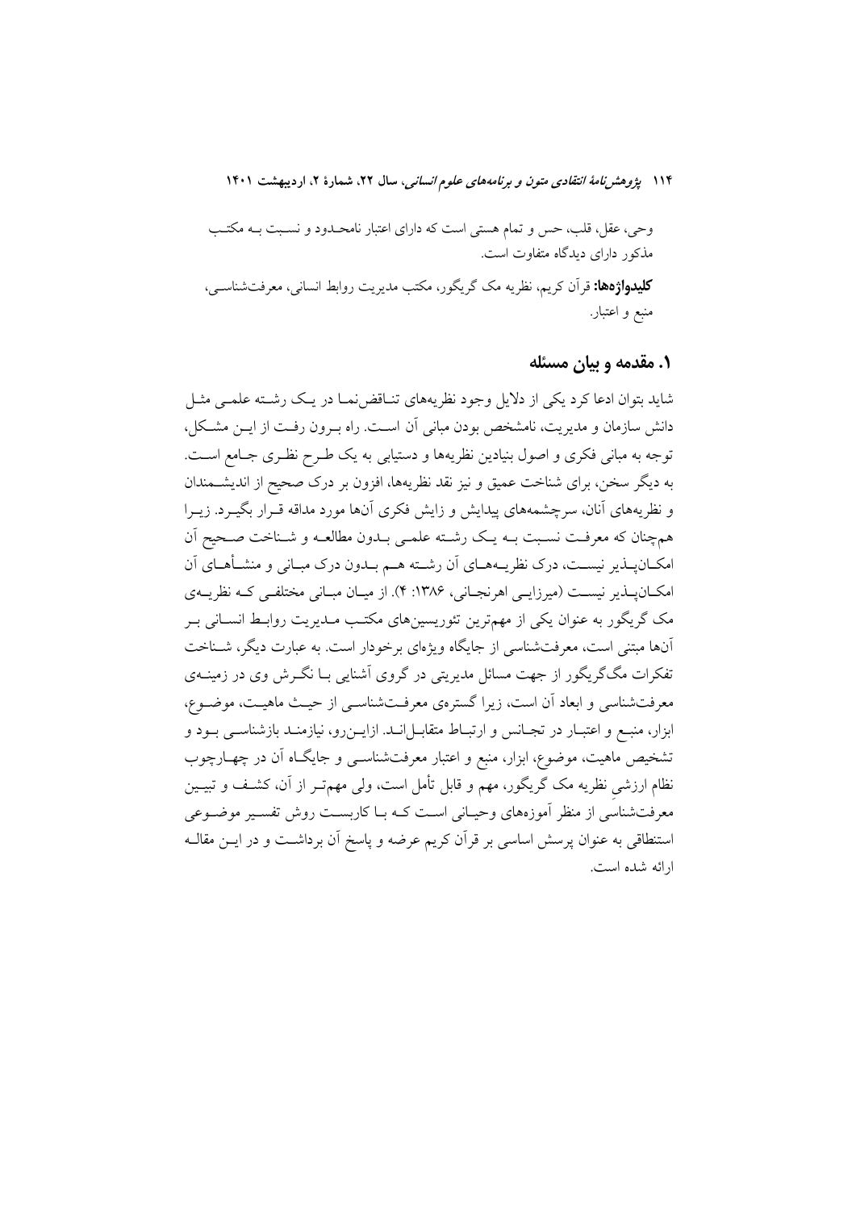وحی، عقل، قلب، حس و تمام هستی است که دارای اعتبار نامحدود و نسبت به مکتب مذکور دارای دیدگاه متفاوت است.

**کلیدواژه‌ها:** قرآن کریم، نظریه مک گریگور، مکتب مدیریت روابط انسانی، معرفت‌شناسی، منبع و اعتبار.

## ۱. مقدمه و بیان مسئله

شاید بتوان ادعا کرد یکی از دلایل وجود نظریه‌های تناقض‌نما در یک رشته علمی مثل دانش سازمان و مدیریت، نامشخص بودن مبانی آن است. راه برون رفت از این مشکل، توجه به مبانی فکری و اصول بنیادین نظریه‌ها و دستیابی به یک طرح نظری جامع است. به دیگر سخن، برای شناخت عمیق و نیز نقد نظریه‌ها، افزون بر درک صحیح از اندیشمندان و نظریه‌های آنان، سرچشمه‌های پیدایش و زایش فکری آن‌ها مورد مداقه قرار بگیرد. زیرا همچنان که معرفت نسبت به یک رشته علمی بدون مطالعه و شناخت صحیح آن امکان‌پذیر نیست، درک نظریه‌های آن رشته هم بدون درک مبانی و منشأهای آن امکان‌پذیر نیست (میرزایی اهرنجانی، ۱۳۸۶: ۴). از میان مبانی مختلفی که نظریه‌ی مک گریگور به عنوان یکی از مهم‌ترین تئوریسین‌های مکتب مدیریت روابط انسانی بر آن‌ها مبتنی است، معرفت‌شناسی از جایگاه ویژه‌ای برخوردار است. به عبارت دیگر، شناخت تفکرات مگ‌گریگور از جهت مسائل مدیریتی در گروی آشنایی با نگرش وی در زمینه‌ی معرفت‌شناسی و ابعاد آن است، زیرا گستره‌ی معرفت‌شناسی از حیث ماهیت، موضوع، ابزار، منبع و اعتبار در تجانس و ارتباط متقابل‌اند. ازاین‌رو، نیازمند بازشناسی بود و تشخیص ماهیت، موضوع، ابزار، منبع و اعتبار معرفت‌شناسی و جایگاه آن در چهارچوب نظام ارزشیِ نظریه مک گریگور، مهم و قابل تأمل است، ولی مهم‌تر از آن، کشف و تبیین معرفت‌شناسی از منظر آموزه‌های وحیانی است که با کاربست روش تفسیر موضوعی استنطاقی به عنوان پرسش اساسی بر قرآن کریم عرضه و پاسخ آن برداشت و در این مقاله ارائه شده است.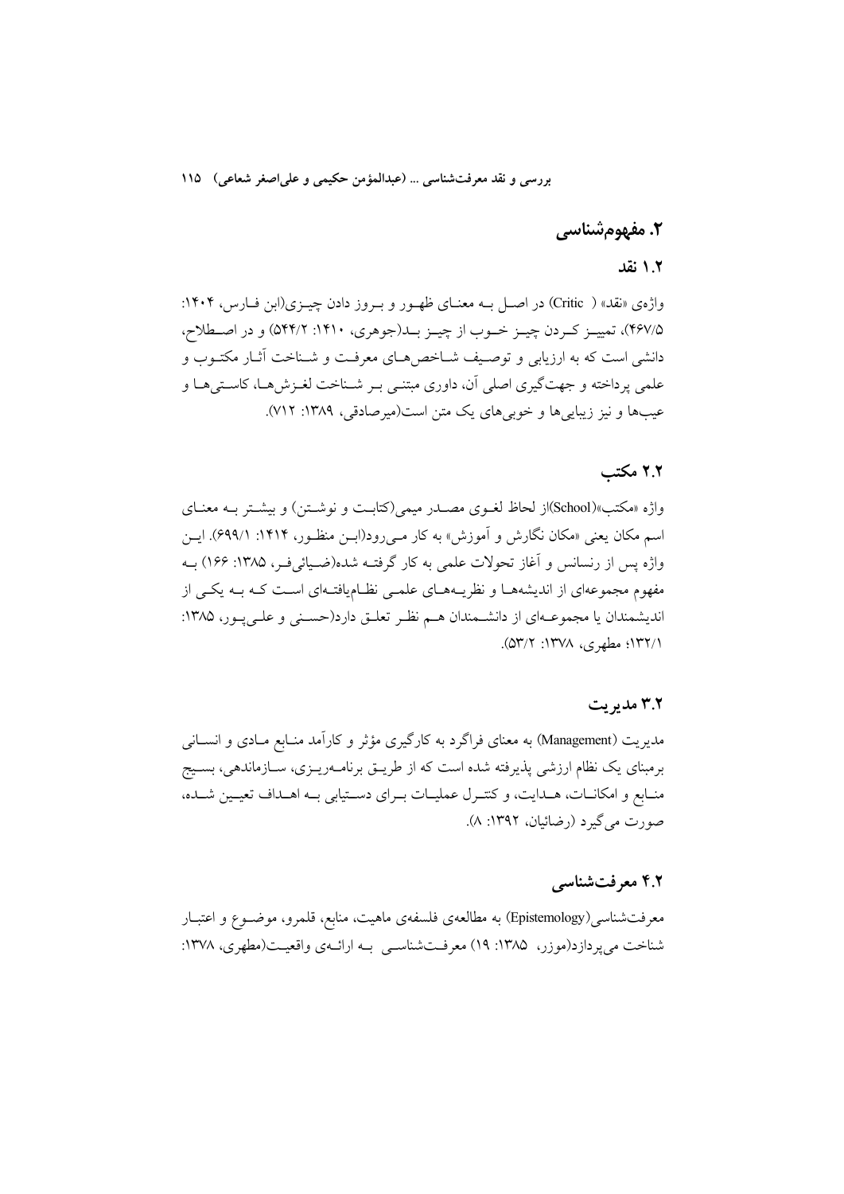## ۲. مفهوم‌شناسی

### ۱.۲ نقد

واژه‌ی «نقد» ( Critic) در اصل به معنای ظهور و بروز دادن چیزی(ابن فارس، ۱۴۰۴: ۴۶۷/۵)، تمییز کردن چیز خوب از چیز بد(جوهری، ۱۴۱۰: ۵۴۴/۲) و در اصطلاح، دانشی است که به ارزیابی و توصیف شاخص‌های معرفت و شناخت آثار مکتوب و علمی پرداخته و جهت‌گیری اصلی آن، داوری مبتنی بر شناخت لغزش‌ها، کاستی‌ها و عیب‌ها و نیز زیبایی‌ها و خوبی‌های یک متن است(میرصادقی، ۱۳۸۹: ۷۱۲).

### ۲.۲ مکتب

واژه «مکتب»(School)از لحاظ لغوی مصدر میمی(کتابت و نوشتن) و بیشتر به معنای اسم مکان یعنی «مکان نگارش و آموزش» به کار می‌رود(ابن منظور، ۱۴۱۴: ۶۹۹/۱). این واژه پس از رنسانس و آغاز تحولات علمی به کار گرفته شده(ضیائی‌فر، ۱۳۸۵: ۱۶۶) به مفهوم مجموعه‌ای از اندیشه‌ها و نظریه‌های علمی نظام‌یافته‌ای است که به یکی از اندیشمندان یا مجموعه‌ای از دانشمندان هم نظر تعلق دارد(حسنی و علی‌پور، ۱۳۸۵: ۱۳۲/۱؛ مطهری، ۱۳۷۸: ۵۳/۲).

### ۳.۲ مدیریت

مدیریت (Management) به معنای فراگرد به کارگیری مؤثر و کارآمد منابع مادی و انسانی برمبنای یک نظام ارزشی پذیرفته شده است که از طریق برنامه‌ریزی، سازماندهی، بسیج منابع و امکانات، هدایت، و کنترل عملیات برای دستیابی به اهداف تعیین شده، صورت می‌گیرد (رضائیان، ۱۳۹۲: ۸).

### ۴.۲ معرفت‌شناسی

معرفت‌شناسی(Epistemology) به مطالعه‌ی فلسفه‌ی ماهیت، منابع، قلمرو، موضوع و اعتبار شناخت می‌پردازد(موزر، ۱۳۸۵: ۱۹) معرفت‌شناسی به ارائه‌ی واقعیت(مطهری، ۱۳۷۸: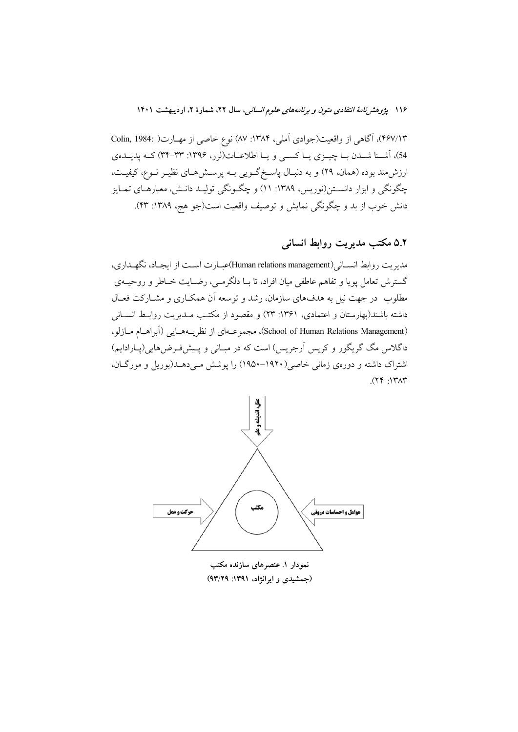۴۶۷/۱۳)، آگاهی از واقعیت(جوادی آملی، ۱۳۸۴: ۸۷) نوع خاصی از مهارت( Colin, 1984: 54)، آشنا شدن با چیزی یا کسی و یا اطلاعات(لرر، ۱۳۹۶: ۳۳-۳۴) که پدیده‌ی ارزش‌مند بوده (همان، ۲۹) و به دنبال پاسخ‌گویی به پرسش‌های نظیر نوع، کیفیت، چگونگی و ابزار دانستن(نوریس، ۱۳۸۹: ۱۱) و چگونگی تولید دانش، معیارهای تمایز دانش خوب از بد و چگونگی نمایش و توصیف واقعیت است(جو هج، ۱۳۸۹: ۴۳).

## ۵.۲ مکتب مدیریت روابط انسانی

مدیریت روابط انسانی(Human relations management)عبارت است از ایجاد، نگهداری، گسترش تعامل پویا و تفاهم عاطفی میان افراد، تا با دلگرمی، رضایت خاطر و روحیه‌ی مطلوب در جهت نیل به هدف‌های سازمان، رشد و توسعه آن همکاری و مشارکت فعال داشته باشند(بهارستان و اعتمادی، ۱۳۶۱: ۲۳) و مقصود از مکتب مدیریت روابط انسانی (School of Human Relations Management)، مجموعه‌ای از نظریه‌هایی (آبراهام مازلو، داگلاس مگ گریگور و کریس آرجریس) است که در مبانی و پیش‌فرض‌هایی(پارادایم) اشتراک داشته و دوره‌ی زمانی خاصی(۱۹۲۰-۱۹۵۰) را پوشش می‌دهد(بوریل و مورگان، ۱۳۸۳: ۲۴).

عقل، اندیشه و علم

حرکت و عمل — مکتب — عوامل و احساسات درونی

**نمودار ۱. عنصرهای سازنده مکتب**
**(جمشیدی و ایرانژاد، ۱۳۹۱: ۹۳/۲۹)**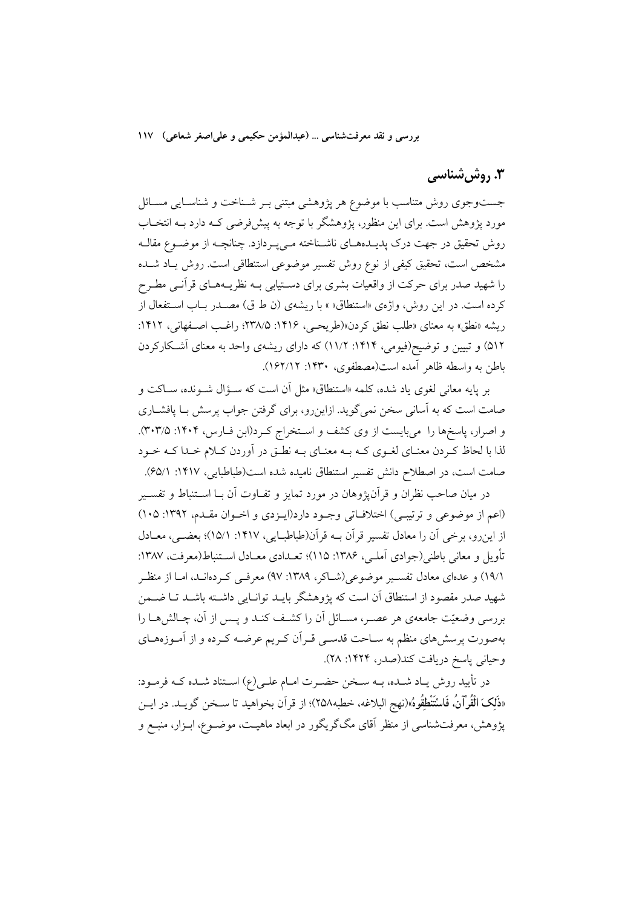## ۳. روش‌شناسی

جست‌وجوی روش متناسب با موضوع هر پژوهشی مبتنی بـر شـناخت و شناسـایی مسـائل مورد پژوهش است. برای این منظور، پژوهشگر با توجه به پیش‌فرضی کـه دارد بـه انتخـاب روش تحقیق در جهت درک پدیـده‌هـای ناشـناخته مـی‌پـردازد. چنانچـه از موضـوع مقالـه مشخص است، تحقیق کیفی از نوع روش تفسیر موضوعی استنطاقی است. روش یـاد شـده را شهید صدر برای حرکت از واقعیات بشری برای دسـتیابی بـه نظریـه‌هـای قرآنـی مطـرح کرده است. در این روش، واژه‌ی «استنطاق» با ریشه‌ی (ن ط ق) مصـدر بـاب اسـتفعال از ریشه «نطق» به معنای «طلب نطق کردن»(طریحـی، ۱۴۱۶: ۲۳۸/۵؛ راغـب اصـفهانی، ۱۴۱۲: ۵۱۲) و تبیین و توضیح(فیومی، ۱۴۱۴: ۱۱/۲) که دارای ریشه‌ی واحد به معنای آشـکارکردن باطن به واسطه ظاهر آمده است(مصطفوی، ۱۴۳۰: ۱۶۲/۱۲).

بر پایه معانی لغوی یاد شده، کلمه «استنطاق» مثل آن است که سـؤال شـونده، سـاکت و صامت است که به آسانی سخن نمی‌گوید. ازاین‌رو، برای گرفتن جواب پرسش بـا پافشـاری و اصرار، پاسخ‌ها را می‌بایست از وی کشف و اسـتخراج کـرد(ابن فـارس، ۱۴۰۴: ۳۰۳/۵). لذا با لحاظ کـردن معنـای لغـوی کـه بـه معنـای بـه نطـق در آوردن کـلام خـدا کـه خـود صامت است، در اصطلاح دانش تفسیر استنطاق نامیده شده است(طباطبایی، ۱۴۱۷: ۶۵/۱).

در میان صاحب نظران و قرآن‌پژوهان در مورد تمایز و تفـاوت آن بـا اسـتنباط و تفسـیر (اعم از موضوعی و ترتیبـی) اختلافـاتی وجـود دارد(ایـزدی و اخـوان مقـدم، ۱۳۹۲: ۱۰۵) از این‌رو، برخی آن را معادل تفسیر قرآن بـه قرآن(طباطبـایی، ۱۴۱۷: ۱۵/۱)؛ بعضـی، معـادل تأویل و معانی باطنی(جوادی آملـی، ۱۳۸۶: ۱۱۵)؛ تعـدادی معـادل اسـتنباط(معرفت، ۱۳۸۷: ۱۹/۱) و عده‌ای معادل تفسـیر موضوعی(شـاکر، ۱۳۸۹: ۹۷) معرفـی کـرده‌انـد، امـا از منظـر شهید صدر مقصود از استنطاق آن است که پژوهشگر بایـد توانـایی داشـته باشـد تـا ضـمن بررسی وضعیّت جامعه‌ی هر عصـر، مسـائل آن را کشـف کنـد و پـس از آن، چـالش‌هـا را به‌صورت پرسش‌های منظم به سـاحت قدسـی قـرآن کـریم عرضـه کـرده و از آمـوزه‌هـای وحیانی پاسخ دریافت کند(صدر، ۱۴۲۴: ۲۸).

در تأیید روش یـاد شـده، بـه سـخن حضـرت امـام علـی(ع) اسـتناد شـده کـه فرمـود: «**ذَلِکَ الْقُرْآنُ، فَاسْتَنْطِقُوهُ**»(نهج البلاغه، خطبه۲۵۸)؛ از قرآن بخواهید تا سـخن گویـد. در ایـن پژوهش، معرفت‌شناسی از منظر آقای مگ‌گریگور در ابعاد ماهیـت، موضـوع، ابـزار، منبـع و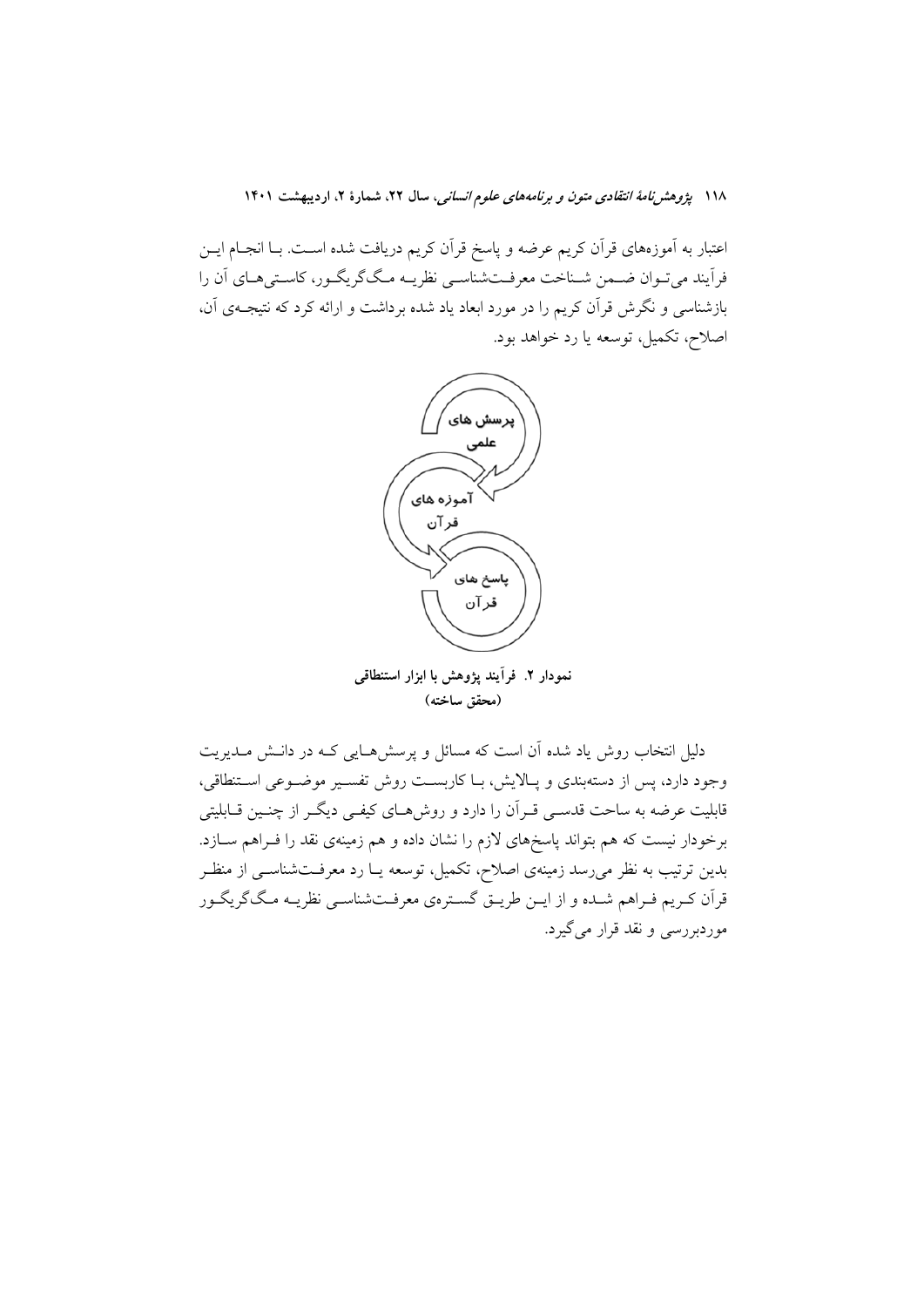اعتبار به آموزه‌های قرآن کریم عرضه و پاسخ قرآن کریم دریافت شده است. با انجام این فرآیند می‌توان ضمن شناخت معرفت‌شناسی نظریه مک‌گریگور، کاستی‌های آن را بازشناسی و نگرش قرآن کریم را در مورد ابعاد یاد شده برداشت و ارائه کرد که نتیجه‌ی آن، اصلاح، تکمیل، توسعه یا رد خواهد بود.

پرسش های علمی

آموزه های قرآن

پاسخ های قرآن

**نمودار ۲. فرآیند پژوهش با ابزار استنطاقی**
**(محقق ساخته)**

دلیل انتخاب روش یاد شده آن است که مسائل و پرسش‌هایی که در دانش مدیریت وجود دارد، پس از دسته‌بندی و پالایش، با کاربست روش تفسیر موضوعی استنطاقی، قابلیت عرضه به ساحت قدسی قرآن را دارد و روش‌های کیفی دیگر از چنین قابلیتی برخودار نیست که هم بتواند پاسخ‌های لازم را نشان داده و هم زمینه‌ی نقد را فراهم سازد. بدین ترتیب به نظر می‌رسد زمینه‌ی اصلاح، تکمیل، توسعه یا رد معرفت‌شناسی از منظر قرآن کریم فراهم شده و از این طریق گستره‌ی معرفت‌شناسی نظریه مک‌گریگور موردبررسی و نقد قرار می‌گیرد.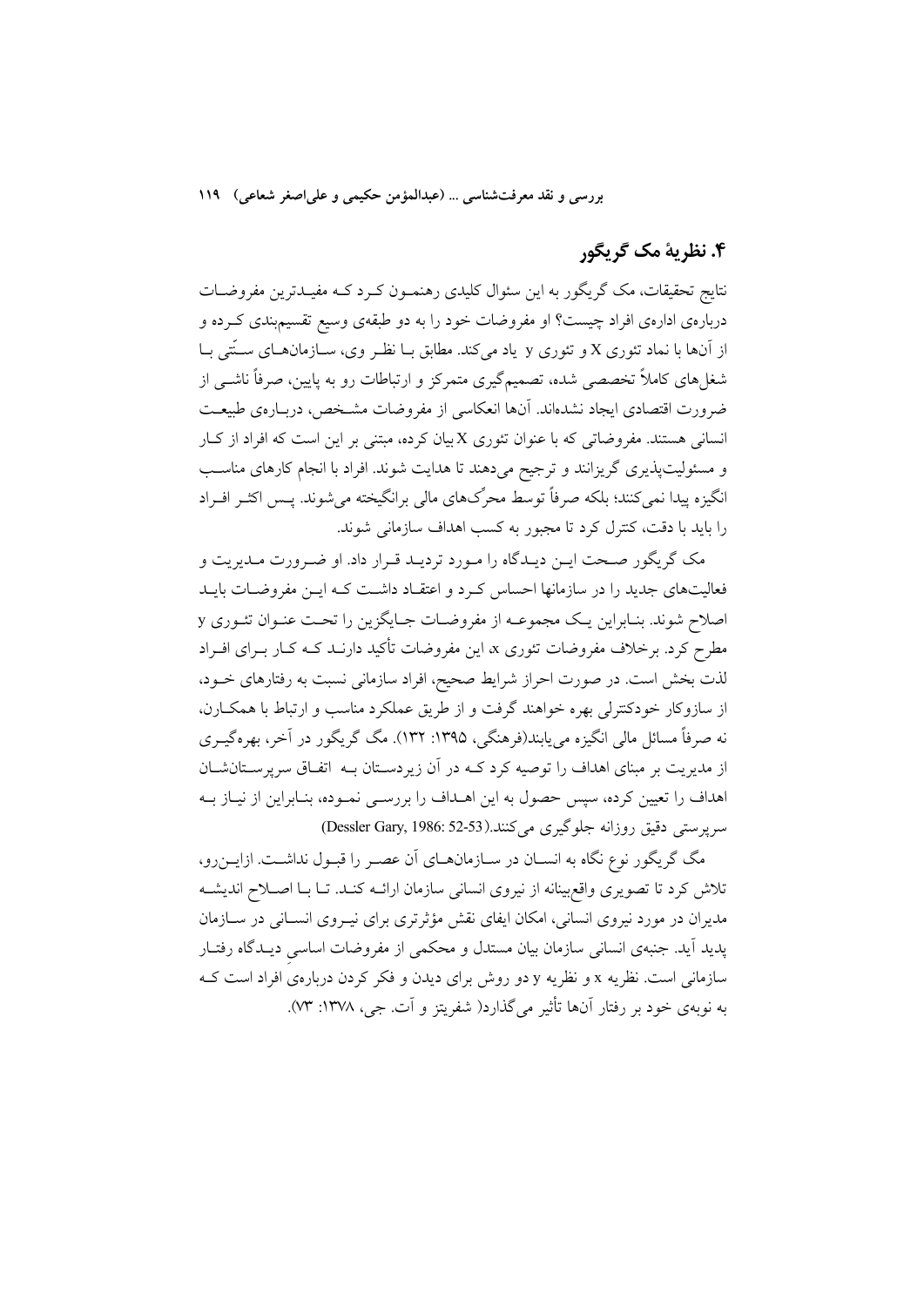## ۴. نظریهٔ مک گریگور

نتایج تحقیقات، مک گریگور به این سئوال کلیدی رهنمون کرد که مفیدترین مفروضات دربارهی ادارهی افراد چیست؟ او مفروضات خود را به دو طبقهی وسیع تقسیم‌بندی کرده و از آن‌ها با نماد تئوری X و تئوری y یاد می‌کند. مطابق با نظر وی، سازمان‌های سنّتی با شغل‌های کاملاً تخصصی شده، تصمیم‌گیری متمرکز و ارتباطات رو به پایین، صرفاً ناشی از ضرورت اقتصادی ایجاد نشده‌اند. آن‌ها انعکاسی از مفروضات مشخص، دربارهی طبیعت انسانی هستند. مفروضاتی که با عنوان تئوری X بیان کرده، مبتنی بر این است که افراد از کار و مسئولیت‌پذیری گریزانند و ترجیح می‌دهند تا هدایت شوند. افراد با انجام کارهای مناسب انگیزه پیدا نمی‌کنند؛ بلکه صرفاً توسط محرّک‌های مالی برانگیخته می‌شوند. پس اکثر افراد را باید با دقت، کنترل کرد تا مجبور به کسب اهداف سازمانی شوند.

مک گریگور صحت این دیدگاه را مورد تردید قرار داد. او ضرورت مدیریت و فعالیت‌های جدید را در سازمانها احساس کرد و اعتقاد داشت که این مفروضات باید اصلاح شوند. بنابراین یک مجموعه از مفروضات جایگزین را تحت عنوان تئوری y مطرح کرد. برخلاف مفروضات تئوری x، این مفروضات تأکید دارند که کار برای افراد لذت بخش است. در صورت احراز شرایط صحیح، افراد سازمانی نسبت به رفتارهای خود، از سازوکار خودکنترلی بهره خواهند گرفت و از طریق عملکرد مناسب و ارتباط با همکارن، نه صرفاً مسائل مالی انگیزه می‌یابند(فرهنگی، ۱۳۹۵: ۱۳۲). مگ گریگور در آخر، بهره‌گیری از مدیریت بر مبنای اهداف را توصیه کرد که در آن زیردستان به اتفاق سرپرستان‌شان اهداف را تعیین کرده، سپس حصول به این اهداف را بررسی نموده، بنابراین از نیاز به سرپرستی دقیق روزانه جلوگیری می‌کنند.(Dessler Gary, 1986: 52-53)

مگ گریگور نوع نگاه به انسان در سازمان‌های آن عصر را قبول نداشت. ازاین‌رو، تلاش کرد تا تصویری واقع‌بینانه از نیروی انسانی سازمان ارائه کند. تا با اصلاح اندیشه مدیران در مورد نیروی انسانی، امکان ایفای نقش مؤثرتری برای نیروی انسانی در سازمان پدید آید. جنبهی انسانی سازمان بیان مستدل و محکمی از مفروضات اساسی دیدگاه رفتار سازمانی است. نظریه x و نظریه y دو روش برای دیدن و فکر کردن دربارهی افراد است که به نوبهی خود بر رفتار آن‌ها تأثیر می‌گذارد( شفریتز و آت. جی، ۱۳۷۸: ۷۳).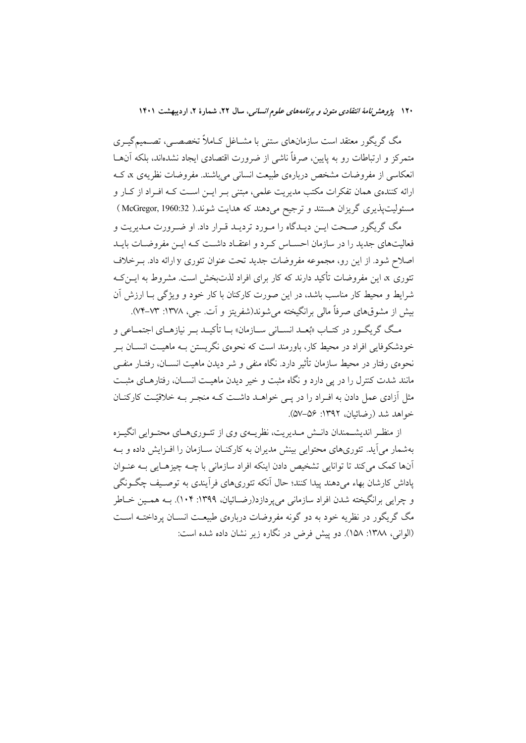مک گریگور معتقد است سازمان‌های سنتی با مشـاغل کـاملاً تخصصـی، تصـمیم‌گیـری متمرکز و ارتباطات رو به پایین، صرفاً ناشی از ضرورت اقتصادی ایجاد نشده‌اند، بلکه آن‌هـا انعکاسی از مفروضات مشخص درباره‌ی طبیعت انسانی می‌باشند. مفروضات نظریه‌ی x، کـه ارائه کننده‌ی همان تفکرات مکتب مدیریت علمی، مبتنی بـر ایـن اسـت کـه افـراد از کـار و مسئولیت‌پذیری گریزان هستند و ترجیح می‌دهند که هدایت شوند.( McGregor, 1960:32 )

مک گریگور صـحت ایـن دیـدگاه را مـورد تردیـد قـرار داد. او ضـرورت مـدیریت و فعالیت‌های جدید را در سازمان احسـاس کـرد و اعتقـاد داشـت کـه ایـن مفروضـات بایـد اصلاح شود. از این رو، مجموعه مفروضات جدید تحت عنوان تئوری y ارائه داد. بـرخلاف تئوری x، این مفروضات تأکید دارند که کار برای افراد لذت‌بخش است. مشروط به ایـن‌کـه شرایط و محیط کار مناسب باشد، در این صورت کارکنان با کار خود و ویژگی بـا ارزش آن بیش از مشوق‌های صرفاً مالی برانگیخته می‌شوند(شفریتز و آت. جی، ۱۳۷۸: ۷۳-۷۴).

مـک گریگـور در کتـاب «بُعـد انسـانی سـازمان» بـا تأکیـد بـر نیازهـای اجتمـاعی و خودشکوفایی افراد در محیط کار، باورمند است که نحوه‌ی نگریستن بـه ماهیـت انسـان بـر نحوه‌ی رفتار در محیط سازمان تأثیر دارد. نگاه منفی و شر دیدن ماهیت انسـان، رفتـار منفـی مانند شدت کنترل را در پی دارد و نگاه مثبت و خیر دیدن ماهیـت انسـان، رفتارهـای مثبـت مثل آزادی عمل دادن به افـراد را در پـی خواهـد داشـت کـه منجـر بـه خلاقیّـت کارکنـان خواهد شد (رضائیان، ۱۳۹۲: ۵۶-۵۷).

از منظـر اندیشـمندان دانـش مـدیریت، نظریـه‌ی وی از تئـوری‌هـای محتـوایی انگیـزه به‌شمار می‌آید. تئوری‌های محتوایی بینش مدیران به کارکنـان سـازمان را افـزایش داده و بـه آن‌ها کمک می‌کند تا توانایی تشخیص دادن اینکه افراد سازمانی با چـه چیزهـایی بـه عنـوان پاداش کارشان بهاء می‌دهند پیدا کنند؛ حال آنکه تئوری‌های فرآیندی به توصـیف چگـونگی و چرایی برانگیخته شدن افراد سازمانی می‌پردازد(رضـائیان، ۱۳۹۹: ۱۰۴). بـه همـین خـاطر مگ گریگور در نظریه خود به دو گونه مفروضات درباره‌ی طبیعـت انسـان پرداختـه اسـت (الوانی، ۱۳۸۸: ۱۵۸). دو پیش فرض در نگاره زیر نشان داده شده است: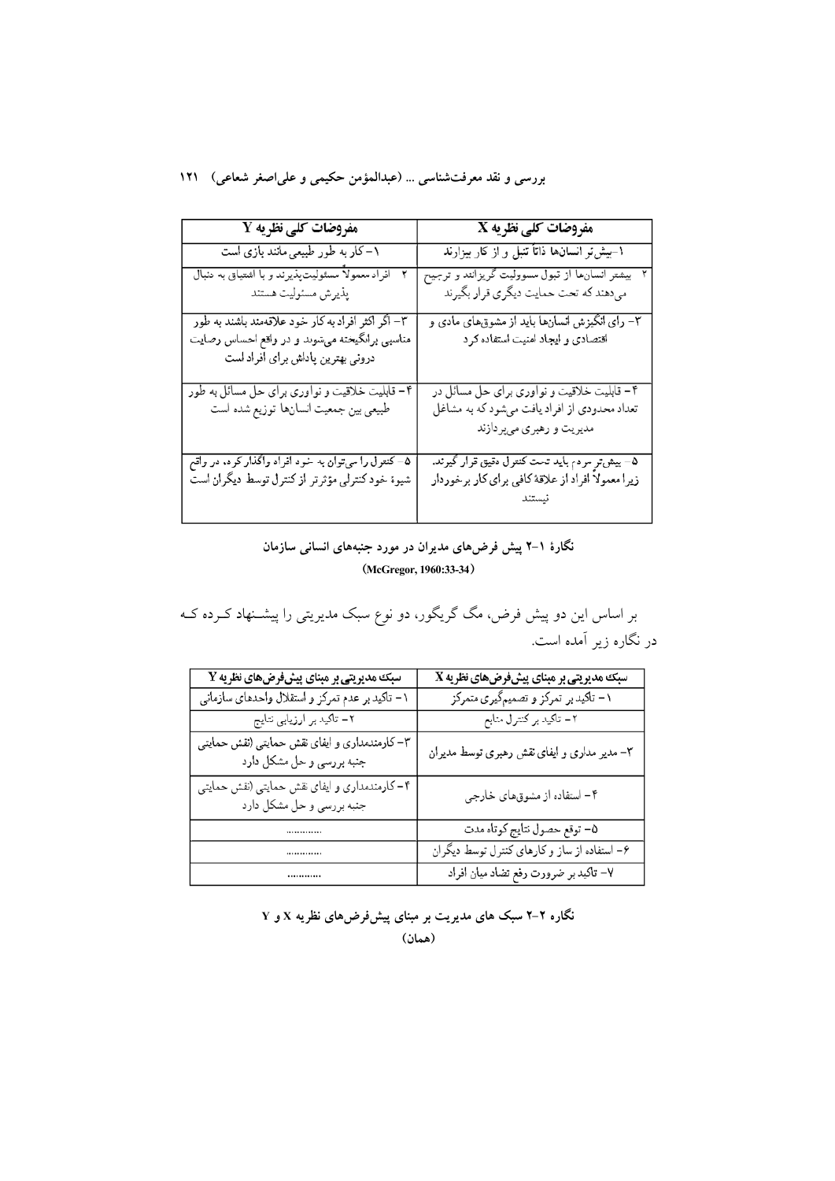| مفروضات کلی نظریه Y | مفروضات کلی نظریه X |
| --- | --- |
| ۱- کار به طور طبیعی مانند بازی است | ۱-بیش‌تر انسان‌ها ذاتاً تنبل و از کار بیزارند |
| ۲- افراد معمولاً مسئولیت‌پذیرند و با اشتیاق به دنبال پذیرش مسئولیت هستند | ۲- بیشتر انسان‌ها از قبول مسئولیت گریزانند و ترجیح می‌دهند که تحت حمایت دیگری قرار بگیرند |
| ۳- اگر اکثر افراد به کار خود علاقه‌مند باشند به طور مناسبی برانگیخته می‌شوند و در واقع احساس رضایت درونی بهترین پاداش برای افراد است | ۳- رای انگیزش انسان‌ها باید از مشوق‌های مادی و اقتصادی و ایجاد امنیت استفاده کرد |
| ۴- قابلیت خلاقیت و نوآوری برای حل مسائل به طور طبیعی بین جمعیت انسان‌ها توزیع شده است | ۴- قابلیت خلاقیت و نوآوری برای حل مسائل در تعداد محدودی از افراد یافت می‌شود که به مشاغل مدیریت و رهبری می‌پردازند |
| ۵- کنترل را می‌توان به خود افراد واگذار کرد، در واقع شیوهٔ خودکنترلی مؤثرتر از کنترل توسط دیگران است | ۵- بیش‌تر مردم باید تحت کنترل دقیق قرار گیرند، زیرا معمولاً افراد از علاقهٔ کافی برای کار برخوردار نیستند |

نگارهٔ ۱-۲ پیش فرض‌های مدیران در مورد جنبه‌های انسانی سازمان
(McGregor, 1960:33-34)

بر اساس این دو پیش فرض، مگ گریگور، دو نوع سبک مدیریتی را پیشنهاد کرده که در نگاره زیر آمده است.

| سبک مدیریتی بر مبنای پیش‌فرض‌های نظریه Y | سبک مدیریتی بر مبنای پیش‌فرض‌های نظریه X |
| --- | --- |
| ۱- تأکید بر عدم تمرکز و استقلال واحدهای سازمانی | ۱- تأکید بر تمرکز و تصمیم‌گیری متمرکز |
| ۲- تأکید بر ارزیابی نتایج | ۲- تأکید بر کنترل منابع |
| ۳- کارمندمداری و ایفای نقش حمایتی (نقش حمایتی جنبه بررسی و حل مشکل دارد | ۳- مدیر مداری و ایفای نقش رهبری توسط مدیران |
| ۴- کارمندمداری و ایفای نقش حمایتی (نقش حمایتی جنبه بررسی و حل مشکل دارد | ۴- استفاده از مشوق‌های خارجی |
| ............ | ۵- توقع حصول نتایج کوتاه مدت |
| ............ | ۶- استفاده از ساز و کارهای کنترل توسط دیگران |
| ............ | ۷- تأکید بر ضرورت رفع تضاد میان افراد |

نگاره ۲-۲ سبک های مدیریت بر مبنای پیش‌فرض‌های نظریه X و Y
(همان)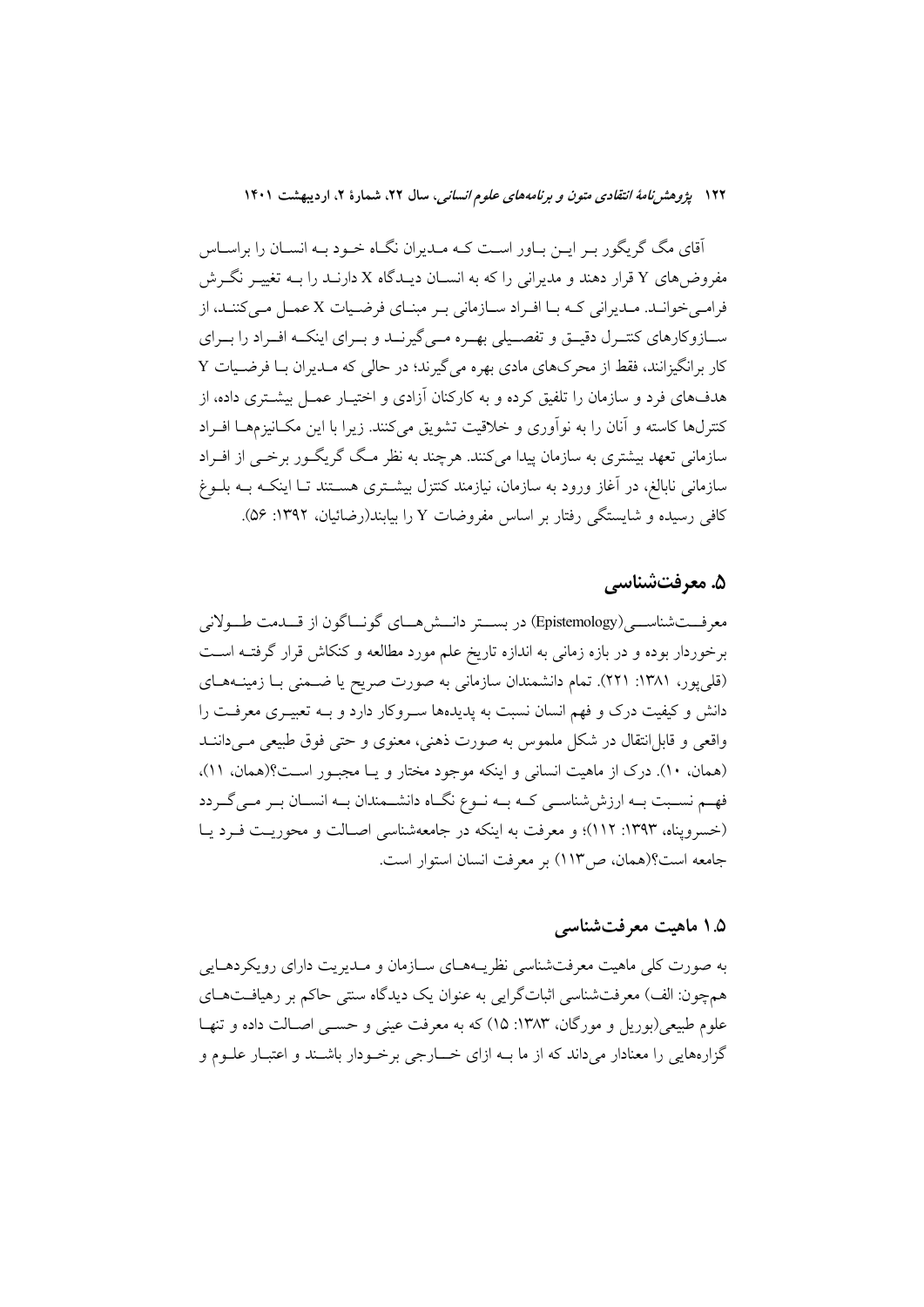آقای مگ گریگور بـر ایـن بـاور اسـت کـه مـدیران نگـاه خـود بـه انسـان را براسـاس مفروض‌های Y قرار دهند و مدیرانی را که به انسـان دیـدگاه X دارنـد را بـه تغییـر نگـرش فرامـی‌خوانـد. مـدیرانی کـه بـا افـراد سـازمانی بـر مبنـای فرضـیات X عمـل مـی‌کننـد، از سـازوکارهای کنتـرل دقیـق و تفصـیلی بهـره مـی‌گیرنـد و بـرای اینکـه افـراد را بـرای کار برانگیزانند، فقط از محرک‌های مادی بهره می‌گیرند؛ در حالی که مـدیران بـا فرضـیات Y هدف‌های فرد و سازمان را تلفیق کرده و به کارکنان آزادی و اختیـار عمـل بیشـتری داده، از کنترل‌ها کاسته و آنان را به نوآوری و خلاقیت تشویق می‌کنند. زیرا با این مکـانیزم‌هـا افـراد سازمانی تعهد بیشتری به سازمان پیدا می‌کنند. هرچند به نظر مـگ گریگـور برخـی از افـراد سازمانی نابالغ، در آغاز ورود به سازمان، نیازمند کنترل بیشـتری هسـتند تـا اینکـه بـه بلـوغ کافی رسیده و شایستگی رفتار بر اساس مفروضات Y را بیابند(رضائیان، ۱۳۹۲: ۵۶).

## ۵. معرفت‌شناسی

معرفـت‌شناسـی(Epistemology) در بسـتر دانـش‌هـای گونـاگون از قـدمت طـولانی برخوردار بوده و در بازه زمانی به اندازه تاریخ علم مورد مطالعه و کنکاش قرار گرفتـه اسـت (قلی‌پور، ۱۳۸۱: ۲۲۱). تمام دانشمندان سازمانی به صورت صریح یا ضـمنی بـا زمینـه‌هـای دانش و کیفیت درک و فهم انسان نسبت به پدیده‌ها سـروکار دارد و بـه تعبیـری معرفـت را واقعی و قابل‌انتقال در شکل ملموس به صورت ذهنی، معنوی و حتی فوق طبیعی مـی‌داننـد (همان، ۱۰). درک از ماهیت انسانی و اینکه موجود مختار و یـا مجبـور اسـت؟(همان، ۱۱)، فهـم نسـبت بـه ارزش‌شناسـی کـه بـه نـوع نگـاه دانشـمندان بـه انسـان بـر مـی‌گـردد (خسروپناه، ۱۳۹۳: ۱۱۲)؛ و معرفت به اینکه در جامعه‌شناسی اصـالت و محوریـت فـرد یـا جامعه است؟(همان، ص۱۱۳) بر معرفت انسان استوار است.

### ۱.۵ ماهیت معرفت‌شناسی

به صورت کلی ماهیت معرفت‌شناسی نظریـه‌هـای سـازمان و مـدیریت دارای رویکردهـایی همچون: الف) معرفت‌شناسی اثبات‌گرایی به عنوان یک دیدگاه سنتی حاکم بر رهیافـت‌هـای علوم طبیعی(بوریل و مورگان، ۱۳۸۳: ۱۵) که به معرفت عینی و حسـی اصـالت داده و تنهـا گزاره‌هایی را معنادار می‌داند که از ما بـه ازای خـارجی برخـوردار باشـند و اعتبـار علـوم و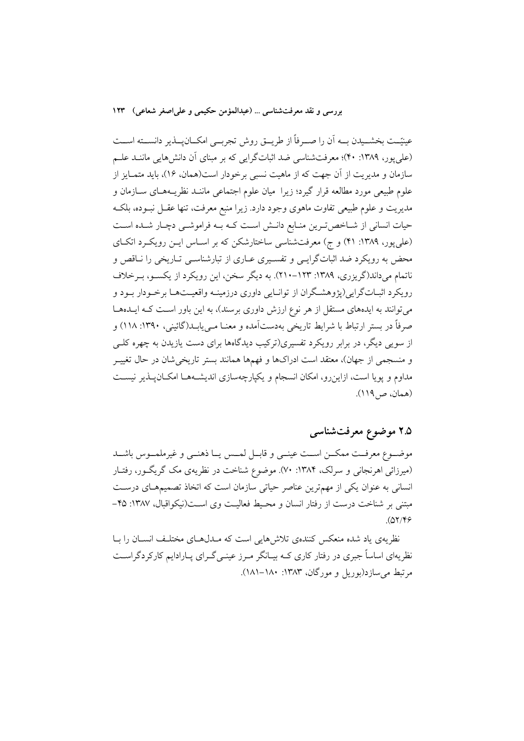عینیّت بخشیدن به آن را صرفاً از طریق روش تجربی امکان‌پذیر دانسته است (علی‌پور، ۱۳۸۹: ۴۰)؛ معرفت‌شناسی ضد اثبات‌گرایی که بر مبنای آن دانش‌هایی مانند علم سازمان و مدیریت از آن جهت که از ماهیت نسبی برخودار است(همان، ۱۶)، باید متمایز از علوم طبیعی مورد مطالعه قرار گیرد؛ زیرا میان علوم اجتماعی مانند نظریه‌های سازمان و مدیریت و علوم طبیعی تفاوت ماهوی وجود دارد. زیرا منبع معرفت، تنها عقل نبوده، بلکه حیات انسانی از شاخص‌ترین منابع دانش است که به فراموشی دچار شده است (علی‌پور، ۱۳۸۹: ۴۱) و ج) معرفت‌شناسی ساختارشکن که بر اساس این رویکرد اتکای محض به رویکرد ضد اثبات‌گرایی و تفسیری عاری از تبارشناسی تاریخی را ناقص و ناتمام می‌داند(گریزری، ۱۳۸۹: ۱۲۳–۲۱۰). به دیگر سخن، این رویکرد از یکسو، برخلاف رویکرد اثبات‌گرایی(پژوهشگران از توانایی داوری درزمینه واقعیت‌ها برخودار بود و می‌توانند به ایده‌های مستقل از هر نوع ارزش داوری برسند)، به این باور است که ایده‌ها صرفاً در بستر ارتباط با شرایط تاریخی به‌دست‌آمده و معنا می‌یابد(گائینی، ۱۳۹۰: ۱۱۸) و از سویی دیگر، در برابر رویکرد تفسیری(ترکیب دیدگاه‌ها برای دست یازیدن به چهره کلی و منسجمی از جهان)، معتقد است ادراک‌ها و فهم‌ها همانند بستر تاریخی‌شان در حال تغییر مداوم و پویا است، ازاین‌رو، امکان انسجام و یکپارچه‌سازی اندیشه‌ها امکان‌پذیر نیست (همان، ص۱۱۹).

## ۲.۵ موضوع معرفت‌شناسی

موضوع معرفت ممکن است عینی و قابل لمس یا ذهنی و غیرملموس باشد (میرزائی اهرنجانی و سرلک، ۱۳۸۴: ۷۰). موضوع شناخت در نظریه‌ی مک گریگور، رفتار انسانی به عنوان یکی از مهم‌ترین عناصر حیاتی سازمان است که اتخاذ تصمیم‌های درست مبتنی بر شناخت درست از رفتار انسان و محیط فعالیت وی است(نیکواقبال، ۱۳۸۷: ۴۵–۵۲/۴۶).

نظریه‌ی یاد شده منعکس کننده‌ی تلاش‌هایی است که مدل‌های مختلف انسان را با نظریه‌ای اساساً جبری در رفتار کاری که بیانگر مرز عینی‌گرای پارادایم کارکردگراست مرتبط می‌سازد(بوریل و مورگان، ۱۳۸۳: ۱۸۰–۱۸۱).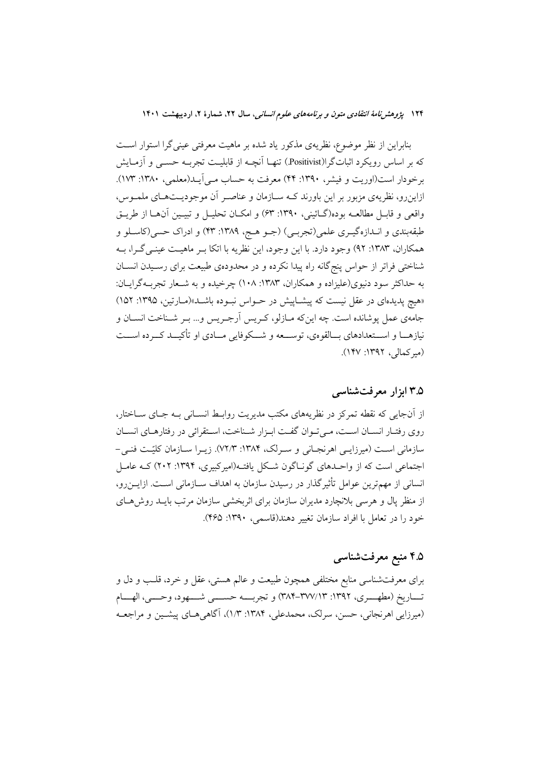بنابراین از نظر موضوع، نظریه‌ی مذکور یاد شده بر ماهیت معرفتی عینی‌گرا استوار است که بر اساس رویکرد اثبات‌گرا(Positivist) تنها آنچه از قابلیت تجربه حسی و آزمایش برخودار است(اوریت و فیشر، ۱۳۹۰: ۴۴) معرفت به حساب می‌آید(معلمی، ۱۳۸۰: ۱۷۳). ازاین‌رو، نظریه‌ی مزبور بر این باورند که سازمان و عناصر آن موجودیت‌های ملموس، واقعی و قابل مطالعه بوده(گائینی، ۱۳۹۰: ۶۳) و امکان تحلیل و تبیین آن‌ها از طریق طبقه‌بندی و اندازه‌گیری علمی(تجربی) (جو هج، ۱۳۸۹: ۴۳) و ادراک حسی(کاسلو و همکاران، ۱۳۸۳: ۹۲) وجود دارد. با این وجود، این نظریه با اتکا بر ماهیت عینی‌گرا، به شناختی فراتر از حواس پنج‌گانه راه پیدا نکرده و در محدوده‌ی طبیعت برای رسیدن انسان به حداکثر سود دنیوی(علیزاده و همکاران، ۱۳۸۳: ۱۰۸) چرخیده و به شعار تجربه‌گرایان: «هیچ پدیده‌ای در عقل نیست که پیشاپیش در حواس نبوده باشد»(مارتین، ۱۳۹۵: ۱۵۲) جامه‌ی عمل پوشانده است. چه این‌که مازلو، کریس آرجریس و... بر شناخت انسان و نیازها و استعدادهای بالقوه‌ی، توسعه و شکوفایی مادی او تأکید کرده است (میرکمالی، ۱۳۹۲: ۱۴۷).

## ۳.۵ ابزار معرفت‌شناسی

از آن‌جایی که نقطه تمرکز در نظریه‌های مکتب مدیریت روابط انسانی به جای ساختار، روی رفتار انسان است، می‌توان گفت ابزار شناخت، استقرائی در رفتارهای انسان سازمانی است (میرزایی اهرنجانی و سرلک، ۱۳۸۴: ۷۲/۳). زیرا سازمان کلیّت فنی-اجتماعی است که از واحدهای گوناگون شکل یافته(امیرکبیری، ۱۳۹۴: ۲۰۲) که عامل انسانی از مهم‌ترین عوامل تأثیرگذار در رسیدن سازمان به اهداف سازمانی است. ازاین‌رو، از منظر پال و هرسی بلانچارد مدیران سازمان برای اثربخشی سازمان مرتب باید روش‌های خود را در تعامل با افراد سازمان تغییر دهند(قاسمی، ۱۳۹۰: ۴۶۵).

## ۴.۵ منبع معرفت‌شناسی

برای معرفت‌شناسی منابع مختلفی همچون طبیعت و عالم هستی، عقل و خرد، قلب و دل و تاریخ (مطهری، ۱۳۹۲: ۱۳/۳۷۷-۳۸۴) و تجربه حسی شهود، وحی، الهام (میرزایی اهرنجانی، حسن، سرلک، محمدعلی، ۱۳۸۴: ۱/۳)، آگاهی‌های پیشین و مراجعه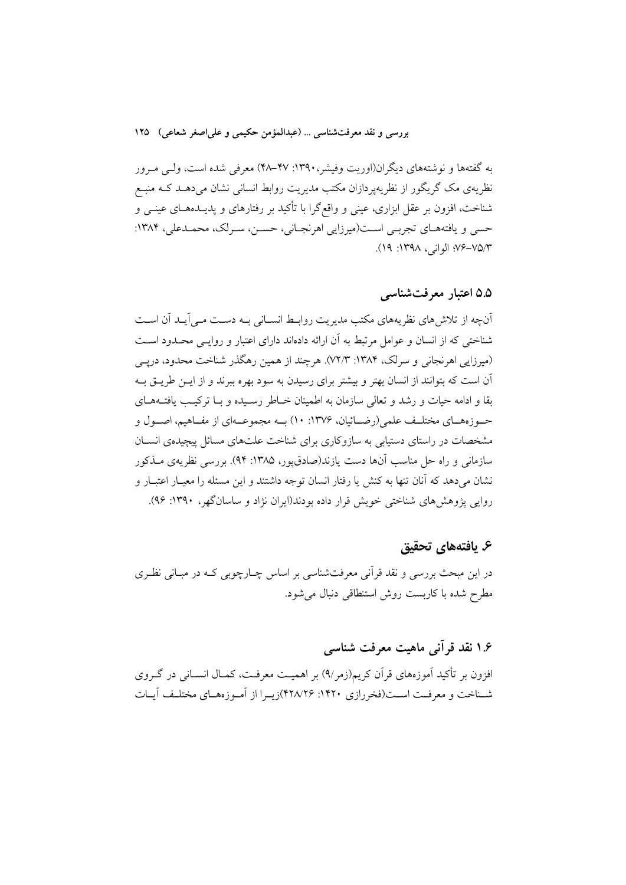به گفته‌ها و نوشته‌های دیگران(اوریت وفیشر،۱۳۹۰: ۴۷-۴۸) معرفی شده است، ولـی مـرور نظریه‌ی مک گریگور از نظریه‌پردازان مکتب مدیریت روابط انسانی نشان می‌دهـد کـه منبـع شناخت، افزون بر عقل ابزاری، عینی و واقع‌گرا با تأکید بر رفتارهای و پدیـده‌هـای عینـی و حسی و یافته‌هـای تجربـی اسـت(میرزایی اهرنجـانی، حسـن، سـرلک، محمـدعلی، ۱۳۸۴: ۷۵/۳-۷۶؛ الوانی، ۱۳۹۸: ۱۹).

### ۵.۵ اعتبار معرفت‌شناسی

آن‌چه از تلاش‌های نظریه‌های مکتب مدیریت روابـط انسـانی بـه دسـت مـی‌آیـد آن اسـت شناختی که از انسان و عوامل مرتبط به آن ارائه داده‌اند دارای اعتبار و روایـی محـدود اسـت (میرزایی اهرنجانی و سرلک، ۱۳۸۴: ۷۲/۳). هرچند از همین رهگذر شناخت محدود، درپـی آن است که بتوانند از انسان بهتر و بیشتر برای رسیدن به سود بهره ببرند و از ایـن طریـق بـه بقا و ادامه حیات و رشد و تعالی سازمان به اطمینان خـاطر رسـیده و بـا ترکیـب یافتـه‌هـای حـوزه‌هـای مختلـف علمی(رضـائیان، ۱۳۷۶: ۱۰) بـه مجموعـه‌ای از مفـاهیم، اصـول و مشخصات در راستای دستیابی به سازوکاری برای شناخت علت‌های مسائل پیچیده‌ی انسـان سازمانی و راه حل مناسب آن‌ها دست یازند(صادق‌پور، ۱۳۸۵: ۹۴). بررسی نظریه‌ی مـذکور نشان می‌دهد که آنان تنها به کنش یا رفتار انسان توجه داشتند و این مسئله را معیـار اعتبـار و روایی پژوهش‌های شناختی خویش قرار داده بودند(ایران نژاد و ساسان‌گهر، ۱۳۹۰: ۹۶).

## ۶. یافته‌های تحقیق

در این مبحث بررسی و نقد قرآنی معرفت‌شناسی بر اساس چـارچوبی کـه در مبـانی نظـری مطرح شده با کاربست روش استنطاقی دنبال می‌شود.

### ۱.۶ نقد قرآنی ماهیت معرفت شناسی

افزون بر تأکید آموزه‌های قرآن کریم(زمر/۹) بر اهمیـت معرفـت، کمـال انسـانی در گـروی شـناخت و معرفـت اسـت(فخررازی ۱۴۲۰: ۴۲۸/۲۶)زیـرا از آمـوزه‌هـای مختلـف آیـات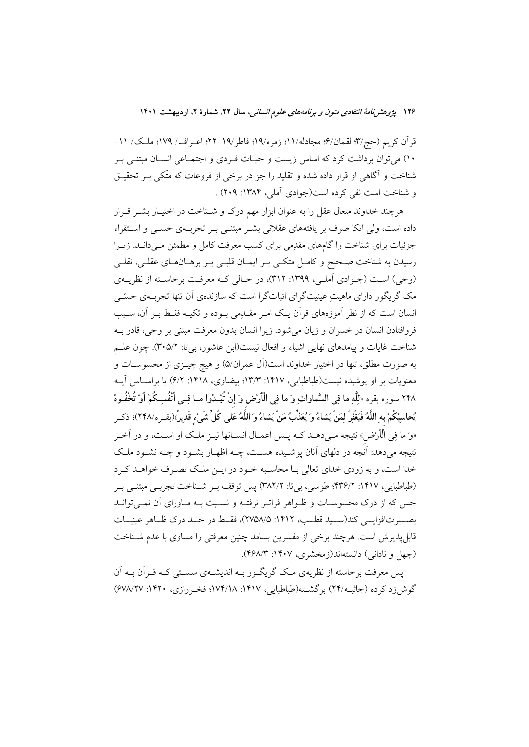قرآن کریم (حج/۳؛ لقمان/۶؛ مجادله/۱۱؛ زمره/۱۹؛ فاطر/۱۹–۲۲؛ اعـراف/ ۱۷۹؛ ملـک/ ۱۱–۱۰) می‌توان برداشت کرد که اساس زیست و حیات فـردی و اجتمـاعی انسـان مبتنـی بـر شناخت و آگاهی او قرار داده شده و تقلید را جز در برخی از فروعات که متّکی بـر تحقیـق و شناخت است نفی کرده است(جوادی آملی، ۱۳۸۴: ۲۰۹) .

هرچند خداوند متعال عقل را به عنوان ابزار مهم درک و شـناخت در اختیـار بشـر قـرار داده است، ولی اتکا صرف بر یافته‌های عقلانی بشـر مبتنـی بـر تجربـه‌ی حسـی و اسـتقراء جزئیات برای شناخت را گام‌های مقدِمی برای کسب معرفت کامل و مطمئن مـی‌دانـد. زیـرا رسیدن به شناخت صـحیح و کامـل متکـی بـر ایمـان قلبـی بـر برهـان‌هـای عقلـی، نقلـی (وحی) اسـت (جـوادی آملـی، ۱۳۹۹: ۳۱۲)، در حـالی کـه معرفـت برخاسـته از نظریـه‌ی مک گریگور دارای ماهیتِ عینیت‌گرای اثبات‌گرا است که سازنده‌ی آن تنها تجربـه‌ی حسّـی انسان است که از نظر آموزه‌های قرآن یـک امـر مقـدِمی بـوده و تکیـه فقـط بـر آن، سـبب فروافتادن انسان در خسران و زیان می‌شود. زیرا انسان بدون معرفت مبتنی بر وحی، قادر بـه شناخت غایات و پیامدهای نهایی اشیاء و افعال نیست(ابن عاشور، بی‌تا: ۳۰۵/۲). چون علـم به صورت مطلق، تنها در اختیار خداوند است(آل عمران/۵) و هیچ چیـزی از محسوسـات و معنویات بر او پوشیده نیست(طباطبایی، ۱۴۱۷: ۱۳/۳؛ بیضاوی، ۱۴۱۸: ۶/۲) یا براسـاس آیـه ۲۴۸ سوره بقره «**لِلَّهِ ما فِي السَّماواتِ وَ ما فِي الْأَرْضِ وَ إِنْ تُبْدُوا مـا فِـي أَنْفُسِـكُمْ أَوْ تُخْفُـوهُ يُحاسِبْكُمْ بِهِ اللَّهُ فَيَغْفِرُ لِمَنْ يَشاءُ وَ يُعَذِّبُ مَنْ يَشاءُ وَ اللَّهُ عَلى كُلِّ شَيْءٍ قَدِيرٌ**»(بقـره/۲۴۸)؛ ذکـر «وَ ما فِي الْأَرْضِ» نتیجه مـی‌دهـد کـه پـس اعمـال انسـانها نیـز ملـک او اسـت، و در آخـر نتیجه می‌دهد: آنچه در دلهای آنان پوشـیده هسـت، چـه اظهـار بشـود و چـه نشـود ملـک خدا است، و به زودی خدای تعالی بـا محاسـبه خـود در ایـن ملـک تصـرف خواهـد کـرد (طباطبایی، ۱۴۱۷: ۴۳۶/۲؛ طوسی، بی‌تا: ۳۸۲/۲) پس توقف بـر شـناخت تجربـی مبتنـی بـر حس که از درک محسوسـات و ظـواهر فراتـر نرفتـه و نسـبت بـه مـاورای آن نمـی‌توانـد بصـیرت‌افزایـی کند(سـید قطـب، ۱۴۱۲: ۲۷۵۸/۵)، فقـط در حـد درک ظـاهر عینیـات قابل‌پذیرش است. هرچند برخی از مفسرین بسامد چنین معرفتی را مساوی با عدم شـناخت (جهل و نادانی) دانسته‌اند(زمخشری، ۱۴۰۷: ۴۶۸/۳).

پس معرفت برخاسته از نظریه‌ی مـک گریگـور بـه اندیشـه‌ی سسـتی کـه قـرآن بـه آن گوش‌زد کرده (جاثیـه/۲۴) برگشـته(طباطبایی، ۱۴۱۷: ۱۷۴/۱۸؛ فخـررازی، ۱۴۲۰: ۶۷۸/۲۷)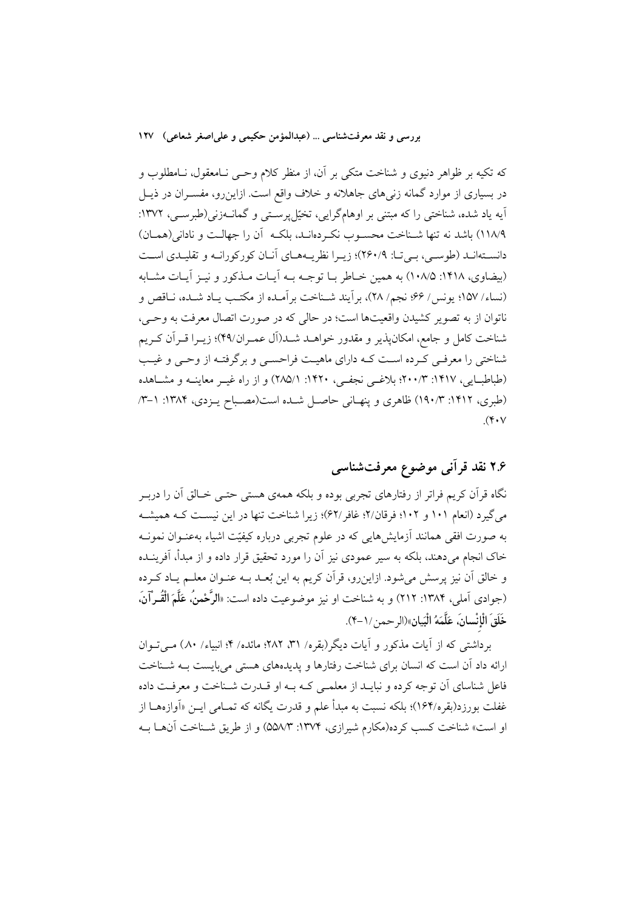که تکیه بر ظواهر دنیوی و شناخت متکی بر آن، از منظر کلام وحـی نـامعقول، نـامطلوب و در بسیاری از موارد گمانه زنی‌های جاهلانه و خلاف واقع است. ازاین‌رو، مفسـران در ذیـل آیه یاد شده، شناختی را که مبتنی بر اوهام‌گرایی، تخیّل‌پرسـتی و گمانـه‌زنی(طبرسـی، ۱۳۷۲: ۱۱۸/۹) باشد نه تنها شـناخت محسـوب نکـرده‌انـد، بلکـه آن را جهالـت و نادانی(همـان) دانسـته‌انـد (طوسـی، بـی‌تـا: ۲۶۰/۹)؛ زیـرا نظریـه‌هـای آنـان کورکورانـه و تقلیـدی اسـت (بیضاوی، ۱۴۱۸: ۱۰۸/۵) به همین خـاطر بـا توجـه بـه آیـات مـذکور و نیـز آیـات مشـابه (نساء/ ۱۵۷؛ یونس/ ۶۶؛ نجم/ ۲۸)، برآیند شـناخت برآمـده از مکتـب یـاد شـده، نـاقص و ناتوان از به تصویر کشیدن واقعیت‌ها است؛ در حالی که در صورت اتصال معرفت به وحـی، شناخت کامل و جامع، امکان‌پذیر و مقدور خواهـد شـد(آل عمـران/۴۹)؛ زیـرا قـرآن کـریم شناختی را معرفـی کـرده اسـت کـه دارای ماهیـت فراحسـی و برگرفتـه از وحـی و غیـب (طباطبـایی، ۱۴۱۷: ۲۰۰/۳؛ بلاغـی نجفـی، ۱۴۲۰: ۲۸۵/۱) و از راه غیـر معاینـه و مشـاهده (طبری، ۱۴۱۲: ۱۹۰/۳) ظاهری و پنهـانی حاصـل شـده است(مصـباح یـزدی، ۱۳۸۴: ۱-۳/ ۴۰۷).

## ۲.۶ نقد قرآنی موضوع معرفت‌شناسی

نگاه قرآن کریم فراتر از رفتارهای تجربی بوده و بلکه همه‌ی هستی حتـی خـالق آن را دربـر می‌گیرد (انعام ۱۰۱ و ۱۰۲؛ فرقان/۲؛ غافر/۶۲)؛ زیرا شناخت تنها در این نیسـت کـه همیشـه به صورت افقی همانند آزمایش‌هایی که در علوم تجربی درباره کیفیّت اشیاء به‌عنـوان نمونـه خاک انجام می‌دهند، بلکه به سیر عمودی نیز آن را مورد تحقیق قرار داده و از مبدأ، آفریننـده و خالق آن نیز پرسش می‌شود. ازاین‌رو، قرآن کریم به این بُعـد بـه عنـوان معلـم یـاد کـرده (جوادی آملی، ۱۳۸۴: ۲۱۲) و به شناخت او نیز موضوعیت داده است: «**الرَّحْمنُ، عَلَّمَ الْقُـرْآنَ، خَلَقَ الْإِنْسانَ، عَلَّمَهُ الْبَیانَ**»(الرحمن/۱-۴).

برداشتی که از آیات مذکور و آیات دیگر(بقره/ ۳۱، ۲۸۲؛ مائده/ ۴؛ انبیاء/ ۸۰) مـی‌تـوان ارائه داد آن است که انسان برای شناخت رفتارها و پدیده‌های هستی می‌بایست بـه شـناخت فاعل شناسای آن توجه کرده و نبایـد از معلمـی کـه بـه او قـدرت شـناخت و معرفـت داده غفلت بورزد(بقره/۱۶۴)؛ بلکه نسبت به مبدأ علم و قدرت یگانه که تمـامی ایـن «آوازه‌هـا از او است» شناخت کسب کرده(مکارم شیرازی، ۱۳۷۴: ۵۵۸/۳) و از طریق شـناخت آن‌هـا بـه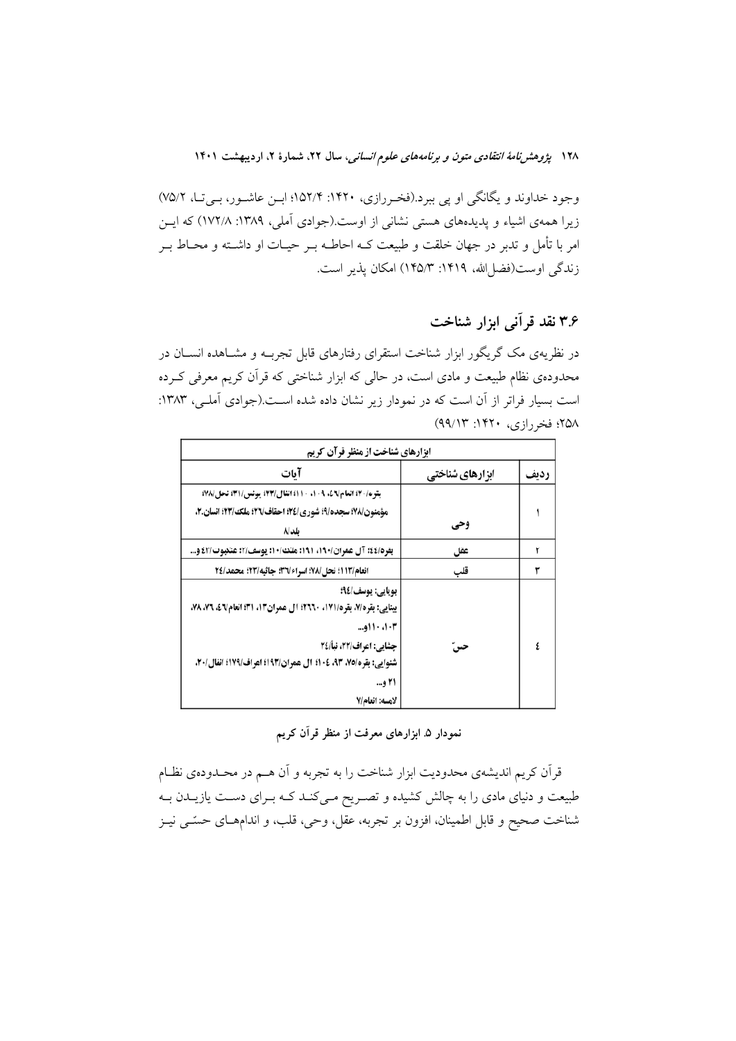وجود خداوند و یگانگی او پی ببرد.(فخررازی، ۱۴۲۰: ۱۵۲/۴؛ ابن عاشور، بی‌تا، ۷۵/۲) زیرا همه‌ی اشیاء و پدیده‌های هستی نشانی از اوست.(جوادی آملی، ۱۳۸۹: ۱۷۲/۸) که این امر با تأمل و تدبر در جهان خلقت و طبیعت که احاطه بر حیات او داشته و محاط بر زندگی اوست(فضل‌الله، ۱۴۱۹: ۱۴۵/۳) امکان پذیر است.

## ۳.۶ نقد قرآنی ابزار شناخت

در نظریه‌ی مک گریگور ابزار شناخت استقرای رفتارهای قابل تجربه و مشاهده انسان در محدوده‌ی نظام طبیعت و مادی است، در حالی که ابزار شناختی که قرآن کریم معرفی کرده است بسیار فراتر از آن است که در نمودار زیر نشان داده شده است.(جوادی آملی، ۱۳۸۳: ۲۵۸؛ فخررازی، ۱۴۲۰: ۹۹/۱۳)

| ابزارهای شناخت از منظر قرآن کریم | | |
|---|---|---|
| ردیف | ابزارهای شناختی | آیات |
| ۱ | وحی | بقره/ ۴؛ انعام/۴٦، ۹۰، ۱۰۱؛ انفال/۲۳؛ یونس/۳۱؛ نحل/۷۸؛ مؤمنون/۷۸؛ سجده/۹؛ شوری/۲٤؛ احقاف/۲٦؛ ملک/۲۳؛ انسان/۲، بلد/۸ |
| ۲ | عقل | بقره/٤٤؛ آل عمران/۱۹۰، ۱۹۱؛ ملک/۱۰؛ یوسف/۲؛ عنکبوت/٤۳ و... |
| ۳ | قلب | انعام/۱۱۳؛ نحل/۷۸؛ اسراء/۳٦؛ جاثیه/۲۳؛ محمد/۲٤ |
| ٤ | حسّ | بویایی: یوسف/۹٤؛ بینایی: بقره/۷، بقره/۱۷۱، ۲٦٦؛ آل عمران/۱۳، ۳۱؛ انعام/٤٦، ۷٦، ۷۸، ۱۰۳، ۱۱۰و... چشایی: اعراف/۲۲، نبأ/۲٤ شنوایی: بقره/۷۵، ۹۳، ۱۰٤؛ آل عمران/۱۹۳؛ اعراف/۱۷۹؛ انفال/۲۰، ۲۱ و... لامسه: انعام/۷ |

نمودار ۵. ابزارهای معرفت از منظر قرآن کریم

قرآن کریم اندیشه‌ی محدودیت ابزار شناخت را به تجربه و آن هم در محدوده‌ی نظام طبیعت و دنیای مادی را به چالش کشیده و تصریح می‌کند که برای دست یازیدن به شناخت صحیح و قابل اطمینان، افزون بر تجربه، عقل، وحی، قلب، و اندام‌های حسّی نیز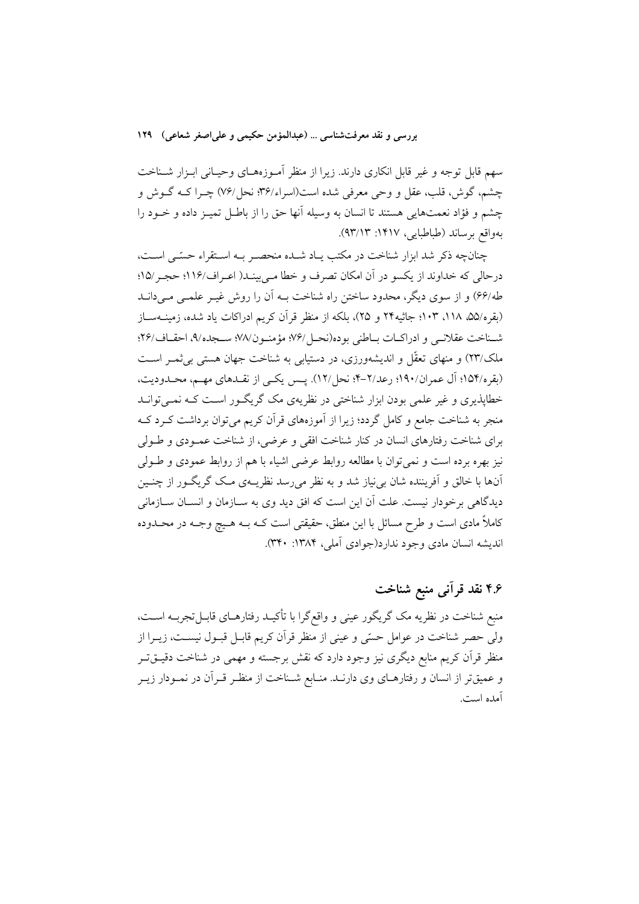سهم قابل توجه و غیر قابل انکاری دارند. زیرا از منظر آموزه‌های وحیانی ابزار شناخت چشم، گوش، قلب، عقل و وحی معرفی شده است(اسراء/۳۶؛ نحل/۷۶) چرا که گوش و چشم و فؤاد نعمت‌هایی هستند تا انسان به وسیله آنها حق را از باطل تمیز داده و خود را به‌واقع برساند (طباطبایی، ۱۴۱۷: ۹۳/۱۳).

چنان‌چه ذکر شد ابزار شناخت در مکتب یاد شده منحصر به استقراء حسّی است، درحالی که خداوند از یکسو در آن امکان تصرف و خطا می‌بیند( اعراف/۱۱۶؛ حجر/۱۵؛ طه/۶۶) و از سوی دیگر، محدود ساختن راه شناخت به آن را روش غیر علمی می‌داند (بقره/۵۵، ۱۱۸، ۱۰۳؛ جاثیه۲۴ و ۲۵)، بلکه از منظر قرآن کریم ادراکات یاد شده، زمینه‌ساز شناخت عقلانی و ادراکات باطنی بوده(نحل/۷۶؛ مؤمنون/۷۸؛ سجده/۹، احقاف/۲۶؛ ملک/۲۳) و منهای تعقّل و اندیشه‌ورزی، در دستیابی به شناخت جهان هستی بی‌ثمر است (بقره/۱۵۴؛ آل عمران/۱۹۰؛ رعد/۲-۴؛ نحل/۱۲). پس یکی از نقدهای مهم، محدودیت، خطاپذیری و غیر علمی بودن ابزار شناختی در نظریه‌ی مک گریگور است که نمی‌تواند منجر به شناخت جامع و کامل گردد؛ زیرا از آموزه‌های قرآن کریم می‌توان برداشت کرد که برای شناخت رفتارهای انسان در کنار شناخت افقی و عرضی، از شناخت عمودی و طولی نیز بهره برده است و نمی‌توان با مطالعه روابط عرضی اشیاء با هم از روابط عمودی و طولی آن‌ها با خالق و آفریننده شان بی‌نیاز شد و به نظر می‌رسد نظریه‌ی مک گریگور از چنین دیدگاهی برخودار نیست. علت آن این است که افق دید وی به سازمان و انسان سازمانی کاملاً مادی است و طرح مسائل با این منطق، حقیقتی است که به هیچ وجه در محدوده اندیشه انسان مادی وجود ندارد(جوادی آملی، ۱۳۸۴: ۳۴۰).

## ۴.۶ نقد قرآنی منبع شناخت

منبع شناخت در نظریه مک گریگور عینی و واقع‌گرا با تأکید رفتارهای قابل‌تجربه است، ولی حصر شناخت در عوامل حسّی و عینی از منظر قرآن کریم قابل قبول نیست، زیرا از منظر قرآن کریم منابع دیگری نیز وجود دارد که نقش برجسته و مهمی در شناخت دقیق‌تر و عمیق‌تر از انسان و رفتارهای وی دارند. منابع شناخت از منظر قرآن در نمودار زیر آمده است.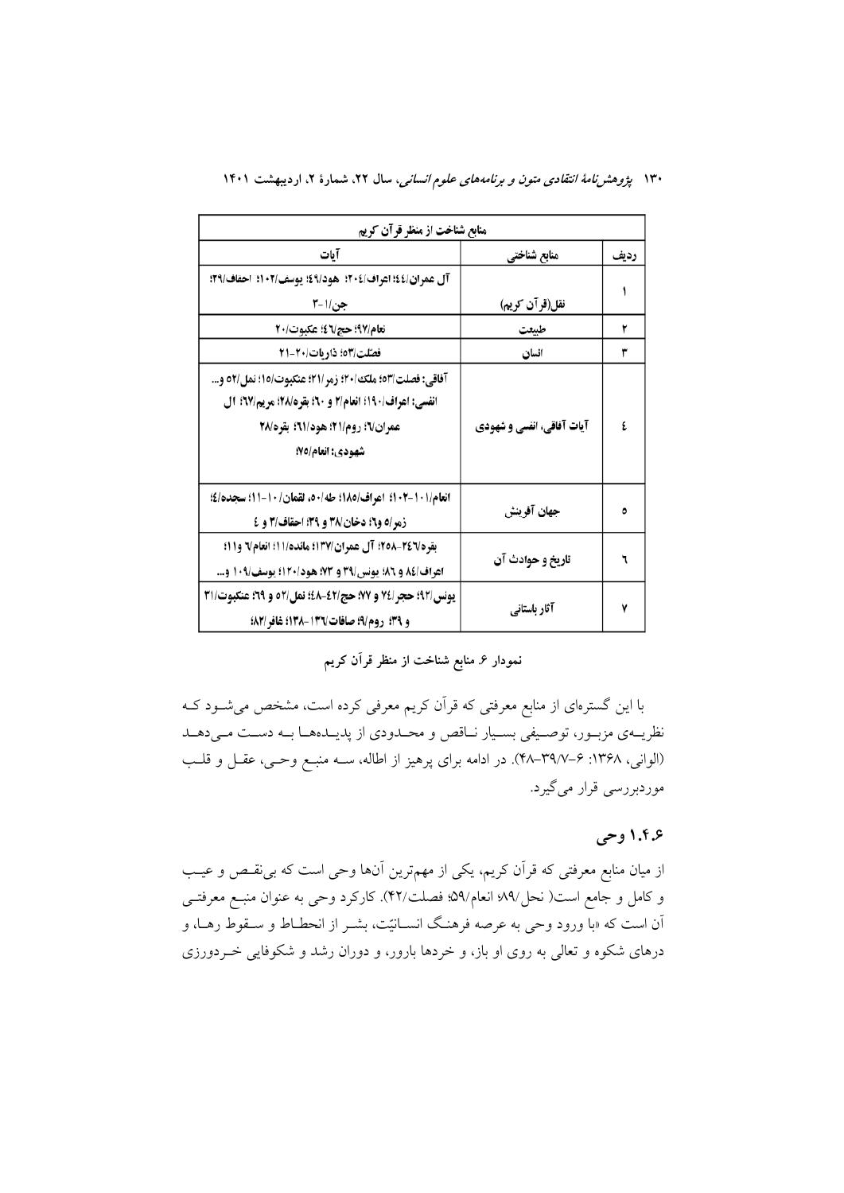| منابع شناخت از منظر قرآن کریم | | |
|---|---|---|
| ردیف | منابع شناختی | آیات |
| ۱ | نقل(قرآن کریم) | آل عمران/٤٤؛ اعراف/٢٠٤؛ هود/٤٩؛ یوسف/١٠٢؛ احقاف/٢٩؛ جن/١-٣ |
| ۲ | طبیعت | نعام/٩٧؛ حج/٤٦؛ عنکبوت/٢٠ |
| ۳ | انسان | فصلت/٥٣؛ ذاریات/٢٠-٢١ |
| ٤ | آیات آفاقی، انفسی و شهودی | آفاقی: فصلت/٥٣؛ ملک/٢٠؛ زمر/٢١؛ عنکبوت/١٥؛ نمل/٥٢ و... انفسی: اعراف/١٩٠؛ انعام/٢ و ٦٠؛ بقره/٢٨؛ مریم/٦٧؛ آل عمران/٦؛ روم/٢١؛ هود/٦١؛ بقره/٢٨ شهودی: انعام/٧٥؛ |
| ٥ | جهان آفرینش | انعام/١٠١-١٠٢؛ اعراف/١٨٥؛ طه/٥٠، لقمان/١٠-١١؛ سجده/٤؛ زمر/٥ و٦؛ دخان/٣٨ و ٣٩؛ احقاف/٣ و ٤ |
| ٦ | تاریخ و حوادث آن | بقره/٢٤٦-٢٥٨؛ آل عمران/١٣٧؛ مائده/١١؛ انعام/٦ و١١؛ اعراف/٨٤ و ٨٦؛ یونس/٣٩ و ٧٣؛ هود/١٢٠؛ یوسف/١٠٩ و... |
| ٧ | آثار باستانی | یونس/٩٢؛ حجر/٧٤ و ٧٧؛ حج/٤٢-٤٨؛ نمل/٥٢ و ٦٩؛ عنکبوت/٣١ و ٣٩؛ روم/٩؛ صافات/١٣٦-١٣٨؛ غافر/٨٢؛ |

نمودار ۶. منابع شناخت از منظر قرآن کریم

با این گستره‌ای از منابع معرفتی که قرآن کریم معرفی کرده است، مشخص می‌شود که نظریه‌ی مزبور، توصیفی بسیار ناقص و محدودی از پدیده‌ها به دست می‌دهد (الوانی، ۱۳۶۸: ۶-۳۹/۷-۴۸). در ادامه برای پرهیز از اطاله، سه منبع وحی، عقل و قلب موردبررسی قرار می‌گیرد.

### ۱.۴.۶ وحی

از میان منابع معرفتی که قرآن کریم، یکی از مهم‌ترین آن‌ها وحی است که بی‌نقص و عیب و کامل و جامع است( نحل/۸۹؛ انعام/۵۹؛ فصلت/۴۲). کارکرد وحی به عنوان منبع معرفتی آن است که «با ورود وحی به عرصه فرهنگ انسانیّت، بشر از انحطاط و سقوط رها، و درهای شکوه و تعالی به روی او باز، و خردها بارور، و دوران رشد و شکوفایی خردورزی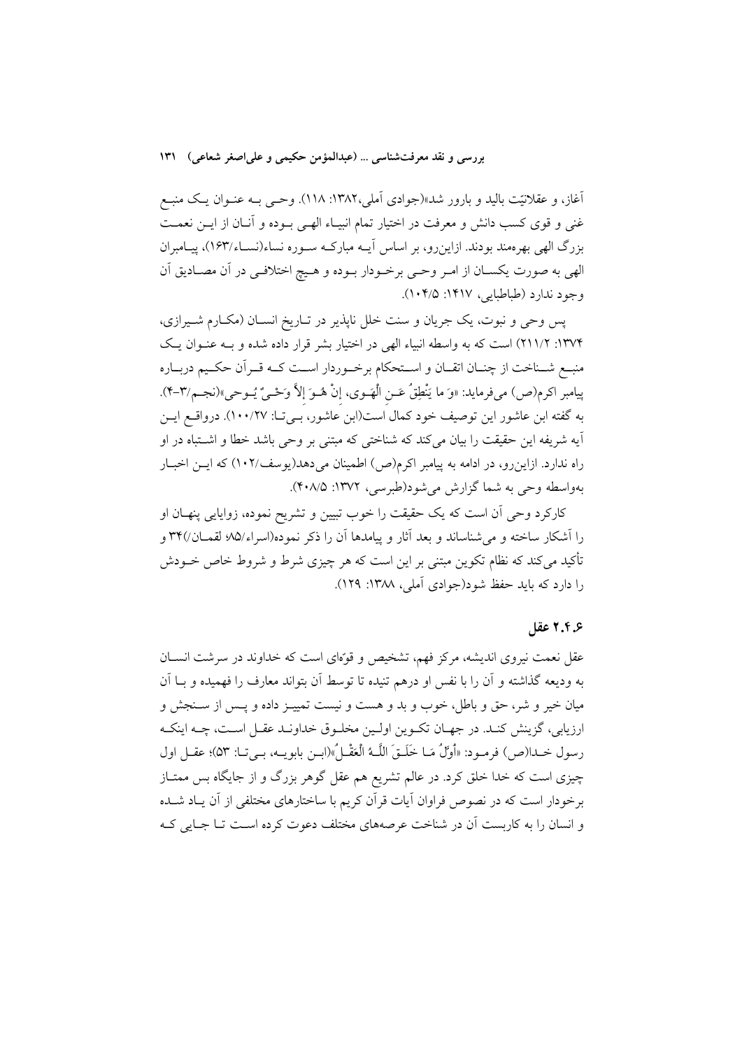آغاز، و عقلانیّت بالید و بارور شد»(جوادی آملی،۱۳۸۲: ۱۱۸). وحی به عنوان یک منبع غنی و قوی کسب دانش و معرفت در اختیار تمام انبیاء الهی بوده و آنان از این نعمت بزرگ الهی بهره‌مند بودند. ازاین‌رو، بر اساس آیه مبارکه سوره نساء(نساء/۱۶۳)، پیامبران الهی به صورت یکسان از امر وحی برخوردار بوده و هیچ اختلافی در آن مصادیق آن وجود ندارد (طباطبایی، ۱۴۱۷: ۱۰۴/۵).

پس وحی و نبوت، یک جریان و سنت خلل ناپذیر در تاریخ انسان (مکارم شیرازی، ۱۳۷۴: ۲۱۱/۲) است که به واسطه انبیاء الهی در اختیار بشر قرار داده شده و به عنوان یک منبع شناخت از چنان اتقان و استحکام برخوردار است که قرآن حکیم درباره پیامبر اکرم(ص) می‌فرماید: «وَ ما يَنْطِقُ عَنِ الْهَوى، إِنْ هُوَ إِلاَّ وَحْيٌ يُوحى»(نجم/۳-۴). به گفته ابن عاشور این توصیف خود کمال است(ابن عاشور، بی‌تا: ۱۰۰/۲۷). درواقع این آیه شریفه این حقیقت را بیان می‌کند که شناختی که مبتنی بر وحی باشد خطا و اشتباه در او راه ندارد. ازاین‌رو، در ادامه به پیامبر اکرم(ص) اطمینان می‌دهد(یوسف/۱۰۲) که این اخبار به‌واسطه وحی به شما گزارش می‌شود(طبرسی، ۱۳۷۲: ۴۰۸/۵).

کارکرد وحی آن است که یک حقیقت را خوب تبیین و تشریح نموده، زوایایی پنهان او را آشکار ساخته و می‌شناساند و بعد آثار و پیامدها آن را ذکر نموده(اسراء/۸۵؛ لقمان/۳۴) و تأکید می‌کند که نظام تکوین مبتنی بر این است که هر چیزی شرط و شروط خاص خودش را دارد که باید حفظ شود(جوادی آملی، ۱۳۸۸: ۱۲۹).

### ۲.۴.۶ عقل

عقل نعمت نیروی اندیشه، مرکز فهم، تشخیص و قوّه‌ای است که خداوند در سرشت انسان به ودیعه گذاشته و آن را با نفس او درهم تنیده تا توسط آن بتواند معارف را فهمیده و با آن میان خیر و شر، حق و باطل، خوب و بد و هست و نیست تمییز داده و پس از سنجش و ارزیابی، گزینش کند. در جهان تکوین اولین مخلوق خداوند عقل است، چه اینکه رسول خدا(ص) فرمود: «أَوَّلُ مَا خَلَقَ اللَّهُ الْعَقْلُ»(ابن بابویه، بی‌تا: ۵۳)؛ عقل اول چیزی است که خدا خلق کرد. در عالم تشریع هم عقل گوهر بزرگ و از جایگاه بس ممتاز برخوردار است که در نصوص فراوان آیات قرآن کریم با ساختارهای مختلفی از آن یاد شده و انسان را به کاربست آن در شناخت عرصه‌های مختلف دعوت کرده است تا جایی که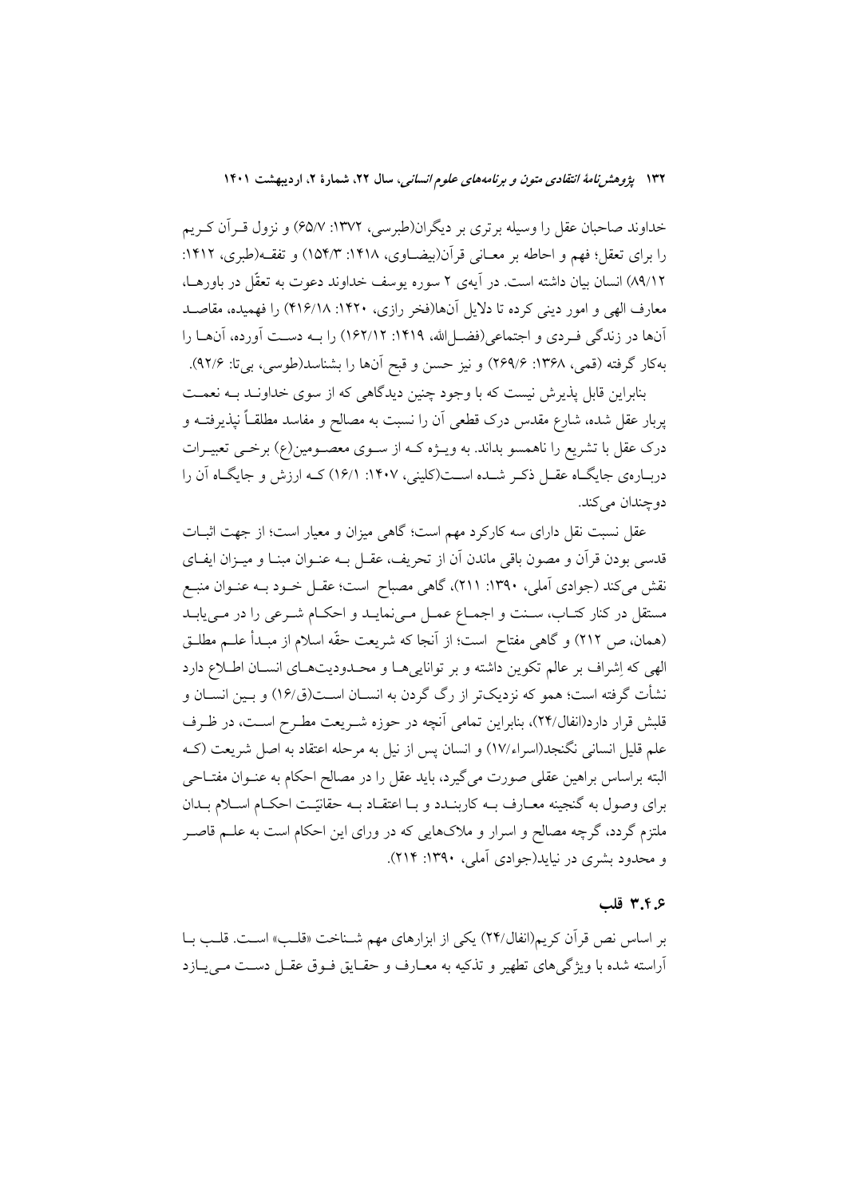خداوند صاحبان عقل را وسیله برتری بر دیگران(طبرسی، ۱۳۷۲: ۶۵/۷) و نزول قـرآن کـریم را برای تعقل؛ فهم و احاطه بر معـانی قرآن(بیضـاوی، ۱۴۱۸: ۱۵۴/۳) و تفقـه(طبری، ۱۴۱۲: ۸۹/۱۲) انسان بیان داشته است. در آیه‌ی ۲ سوره یوسف خداوند دعوت به تعقّل در باورهـا، معارف الهی و امور دینی کرده تا دلایل آن‌ها(فخر رازی، ۱۴۲۰: ۴۱۶/۱۸) را فهمیده، مقاصـد آن‌ها در زندگی فـردی و اجتماعی(فضـل‌الله، ۱۴۱۹: ۱۶۲/۱۲) را بـه دسـت آورده، آن‌هـا را به‌کار گرفته (قمی، ۱۳۶۸: ۲۶۹/۶) و نیز حسن و قبح آن‌ها را بشناسد(طوسی، بی‌تا: ۹۲/۶).

بنابراین قابل پذیرش نیست که با وجود چنین دیدگاهی که از سوی خداونـد بـه نعمـت پربار عقل شده، شارع مقدس درک قطعی آن را نسبت به مصالح و مفاسد مطلقاً نپذیرفتـه و درک عقل با تشریع را ناهمسو بداند. به ویـژه کـه از سـوی معصـومین(ع) برخـی تعبیـرات دربـاره‌ی جایگـاه عقـل ذکـر شـده اسـت(کلینی، ۱۴۰۷: ۱۶/۱) کـه ارزش و جایگـاه آن را دوچندان می‌کند.

عقل نسبت نقل دارای سه کارکرد مهم است؛ گاهی میزان و معیار است؛ از جهت اثبـات قدسی بودن قرآن و مصون باقی ماندن آن از تحریف، عقـل بـه عنـوان مبنـا و میـزان ایفـای نقش می‌کند (جوادی آملی، ۱۳۹۰: ۲۱۱)، گاهی مصباح است؛ عقـل خـود بـه عنـوان منبـع مستقل در کنار کتـاب، سـنت و اجمـاع عمـل مـی‌نمایـد و احکـام شـرعی را در مـی‌یابـد (همان، ص ۲۱۲) و گاهی مفتاح است؛ از آنجا که شریعت حقّه اسلام از مبـدأ علـم مطلـق الهی که اِشراف بر عالم تکوین داشته و بر توانایی‌هـا و محـدودیت‌هـای انسـان اطـلاع دارد نشأت گرفته است؛ همو که نزدیک‌تر از رگ گردن به انسـان اسـت(ق/۱۶) و بـین انسـان و قلبش قرار دارد(انفال/۲۴)، بنابراین تمامی آنچه در حوزه شـریعت مطـرح اسـت، در ظـرف علم قلیل انسانی نگنجد(اسراء/۱۷) و انسان پس از نیل به مرحله اعتقاد به اصل شریعت (کـه البته براساس براهین عقلی صورت می‌گیرد، باید عقل را در مصالح احکام به عنـوان مفتـاحی برای وصول به گنجینه معـارف بـه کاربنـدد و بـا اعتقـاد بـه حقانیّـت احکـام اسـلام بـدان ملتزم گردد، گرچه مصالح و اسرار و ملاک‌هایی که در ورای این احکام است به علـم قاصـر و محدود بشری در نیاید(جوادی آملی، ۱۳۹۰: ۲۱۴).

### ۳.۴.۶ قلب

بر اساس نص قرآن کریم(انفال/۲۴) یکی از ابزارهای مهم شـناخت «قلـب» اسـت. قلـب بـا آراسته شده با ویژگی‌های تطهیر و تذکیه به معـارف و حقـایق فـوق عقـل دسـت مـی‌یـازد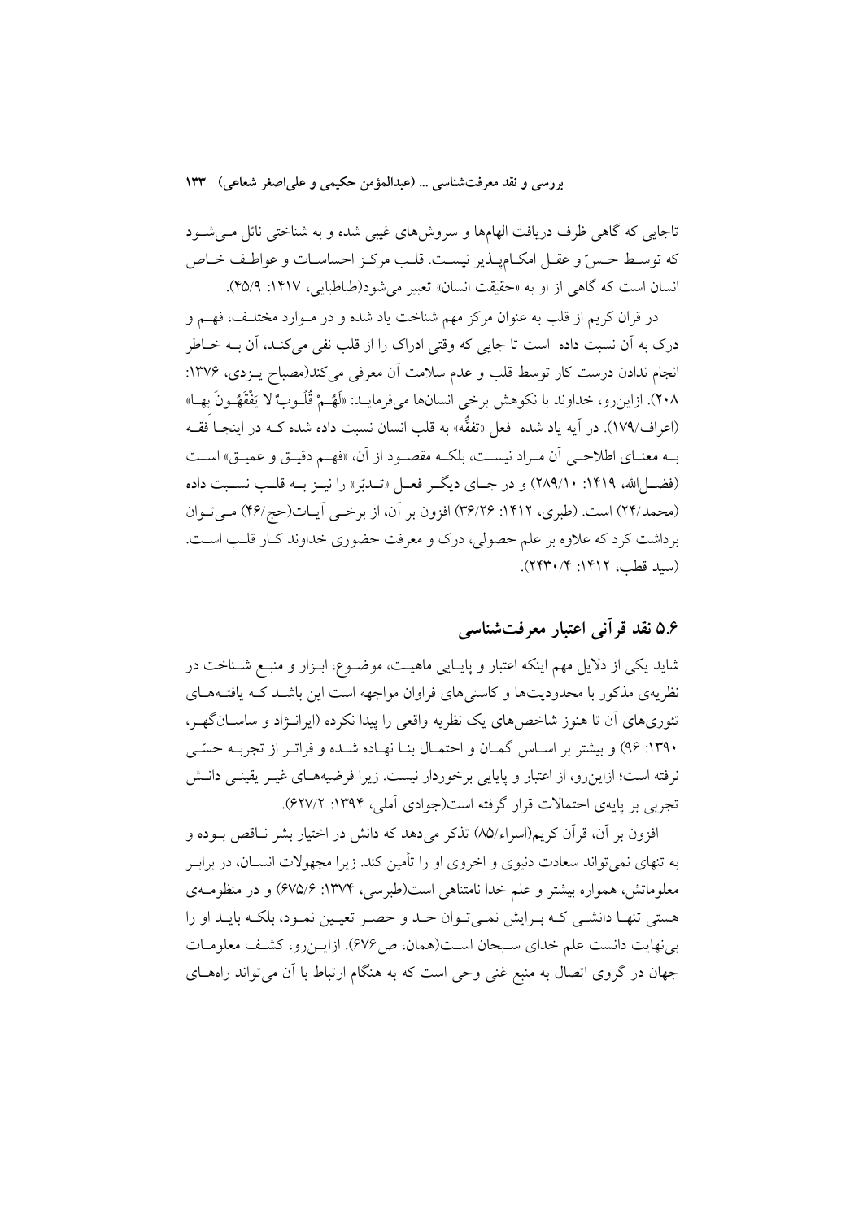تاجایی که گاهی ظرف دریافت الهام‌ها و سروش‌های غیبی شده و به شناختی نائل می‌شود که توسط حسّ و عقل امکان‌پذیر نیست. قلب مرکز احساسات و عواطف خاص انسان است که گاهی از او به «حقیقت انسان» تعبیر می‌شود(طباطبایی، ۱۴۱۷: ۴۵/۹).

در قران کریم از قلب به عنوان مرکز مهم شناخت یاد شده و در موارد مختلف، فهم و درک به آن نسبت داده است تا جایی که وقتی ادراک را از قلب نفی می‌کند، آن به خاطر انجام ندادن درست کار توسط قلب و عدم سلامت آن معرفی می‌کند(مصباح یزدی، ۱۳۷۶: ۲۰۸). ازاین‌رو، خداوند با نکوهش برخی انسان‌ها می‌فرماید: «لَهُمْ قُلُوبٌ لا یَفْقَهُونَ بِها» (اعراف/۱۷۹). در آیه یاد شده فعل «تفقُّه» به قلب انسان نسبت داده شده که در اینجا فقه به معنای اطلاحی آن مراد نیست، بلکه مقصود از آن، «فهم دقیق و عمیق» است (فضل‌الله، ۱۴۱۹: ۲۸۹/۱۰) و در جای دیگر فعل «تدبّر» را نیز به قلب نسبت داده (محمد/۲۴) است. (طبری، ۱۴۱۲: ۳۶/۲۶) افزون بر آن، از برخی آیات(حج/۴۶) می‌توان برداشت کرد که علاوه بر علم حصولی، درک و معرفت حضوری خداوند کار قلب است. (سید قطب، ۱۴۱۲: ۲۴۳۰/۴).

## ۵.۶ نقد قرآنی اعتبار معرفت‌شناسی

شاید یکی از دلایل مهم اینکه اعتبار و پایایی ماهیت، موضوع، ابزار و منبع شناخت در نظریه‌ی مذکور با محدودیت‌ها و کاستی‌های فراوان مواجهه است این باشد که یافته‌های تئوری‌های آن تا هنوز شاخص‌های یک نظریه واقعی را پیدا نکرده (ایرانـژاد و ساسـان‌گهر، ۱۳۹۰: ۹۶) و بیشتر بر اساس گمان و احتمال بنا نهاده شده و فراتر از تجربه حسّی نرفته است؛ ازاین‌رو، از اعتبار و پایایی برخوردار نیست. زیرا فرضیه‌های غیر یقینی دانش تجربی بر پایه‌ی احتمالات قرار گرفته است(جوادی آملی، ۱۳۹۴: ۶۲۷/۲).

افزون بر آن، قرآن کریم(اسراء/۸۵) تذکر می‌دهد که دانش در اختیار بشر ناقص بوده و به تنهای نمی‌تواند سعادت دنیوی و اخروی او را تأمین کند. زیرا مجهولات انسان، در برابر معلوماتش، همواره بیشتر و علم خدا نامتناهی است(طبرسی، ۱۳۷۴: ۶۷۵/۶) و در منظومه‌ی هستی تنها دانشی که برایش نمی‌توان حد و حصر تعیین نمود، بلکه باید او را بی‌نهایت دانست علم خدای سبحان است(همان، ص۶۷۶). ازاین‌رو، کشف معلومات جهان در گروی اتصال به منبع غنی وحی است که به هنگام ارتباط با آن می‌تواند راه‌های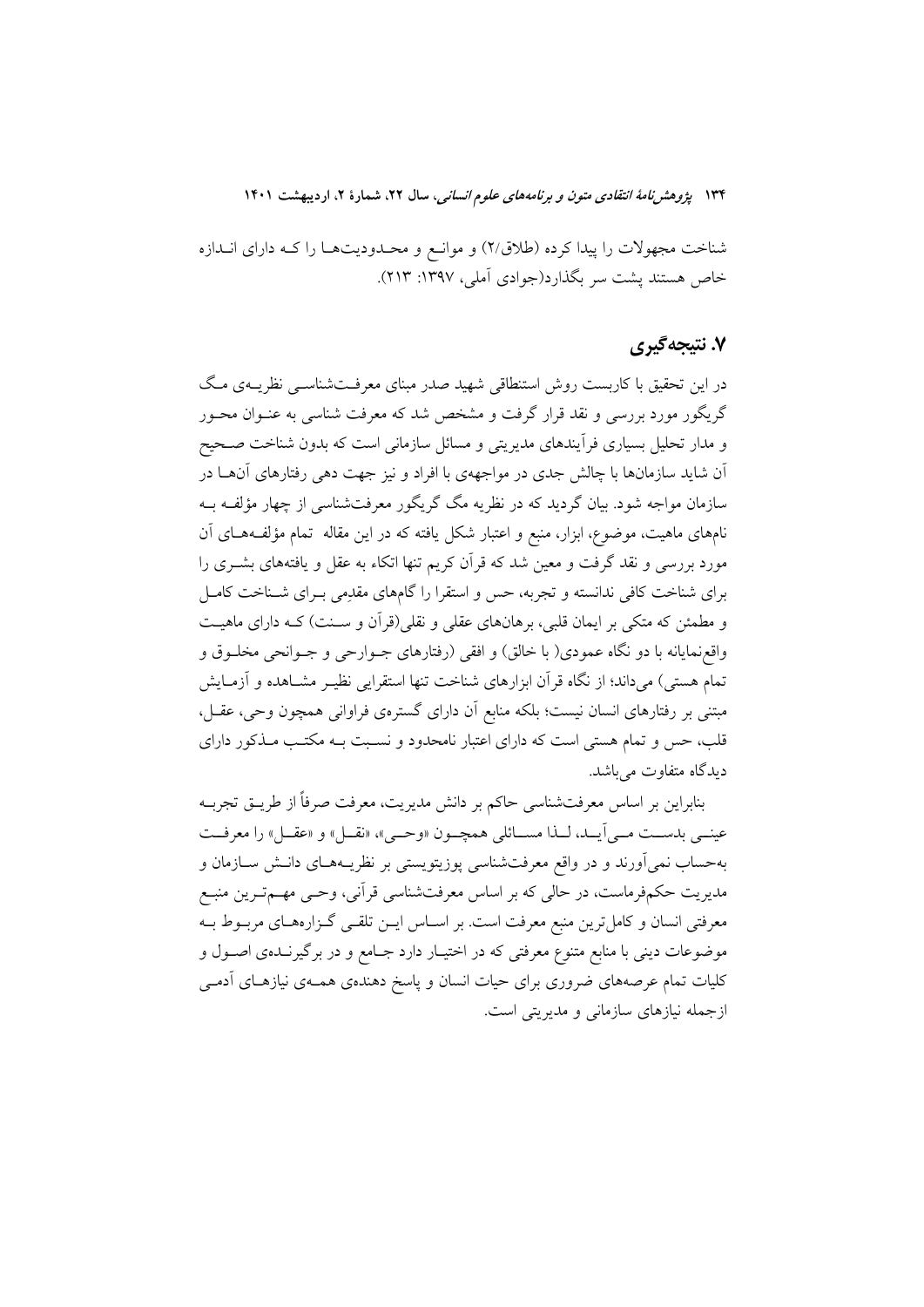شناخت مجهولات را پیدا کرده (طلاق/۲) و موانع و محدودیت‌ها را که دارای اندازه خاص هستند پشت سر بگذارد(جوادی آملی، ۱۳۹۷: ۲۱۳).

## ۷. نتیجه‌گیری

در این تحقیق با کاربست روش استنطاقی شهید صدر مبنای معرفت‌شناسی نظریه‌ی مگ گریگور مورد بررسی و نقد قرار گرفت و مشخص شد که معرفت شناسی به عنوان محور و مدار تحلیل بسیاری فرآیندهای مدیریتی و مسائل سازمانی است که بدون شناخت صحیح آن شاید سازمان‌ها با چالش جدی در مواجهه‌ی با افراد و نیز جهت دهی رفتارهای آن‌ها در سازمان مواجه شود. بیان گردید که در نظریه مگ گریگور معرفت‌شناسی از چهار مؤلفه به نام‌های ماهیت، موضوع، ابزار، منبع و اعتبار شکل یافته که در این مقاله تمام مؤلفه‌های آن مورد بررسی و نقد گرفت و معین شد که قرآن کریم تنها اتکاء به عقل و یافته‌های بشری را برای شناخت کافی ندانسته و تجربه، حس و استقرا را گام‌های مقدمِی برای شناخت کامل و مطمئن که متکی بر ایمان قلبی، برهان‌های عقلی و نقلی(قرآن و سنت) که دارای ماهیت واقع‌نمایانه با دو نگاه عمودی( با خالق) و افقی (رفتارهای جوارحی و جوانحی مخلوق و تمام هستی) می‌داند؛ از نگاه قرآن ابزارهای شناخت تنها استقرایی نظیر مشاهده و آزمایش مبتنی بر رفتارهای انسان نیست؛ بلکه منابع آن دارای گستره‌ی فراوانی همچون وحی، عقل، قلب، حس و تمام هستی است که دارای اعتبار نامحدود و نسبت به مکتب مذکور دارای دیدگاه متفاوت می‌باشد.

بنابراین بر اساس معرفت‌شناسی حاکم بر دانش مدیریت، معرفت صرفاً از طریق تجربه عینی بدست می‌آید، لذا مسائلی همچون «وحی»، «نقل» و «عقل» را معرفت به‌حساب نمی‌آورند و در واقع معرفت‌شناسی پوزیتویستی بر نظریه‌های دانش سازمان و مدیریت حکم‌فرماست، در حالی که بر اساس معرفت‌شناسی قرآنی، وحی مهم‌ترین منبع معرفتی انسان و کامل‌ترین منبع معرفت است. بر اساس این تلقی گزاره‌های مربوط به موضوعات دینی با منابع متنوع معرفتی که در اختیار دارد جامع و در برگیرنده‌ی اصول و کلیات تمام عرصه‌های ضروری برای حیات انسان و پاسخ دهنده‌ی همه‌ی نیازهای آدمی ازجمله نیازهای سازمانی و مدیریتی است.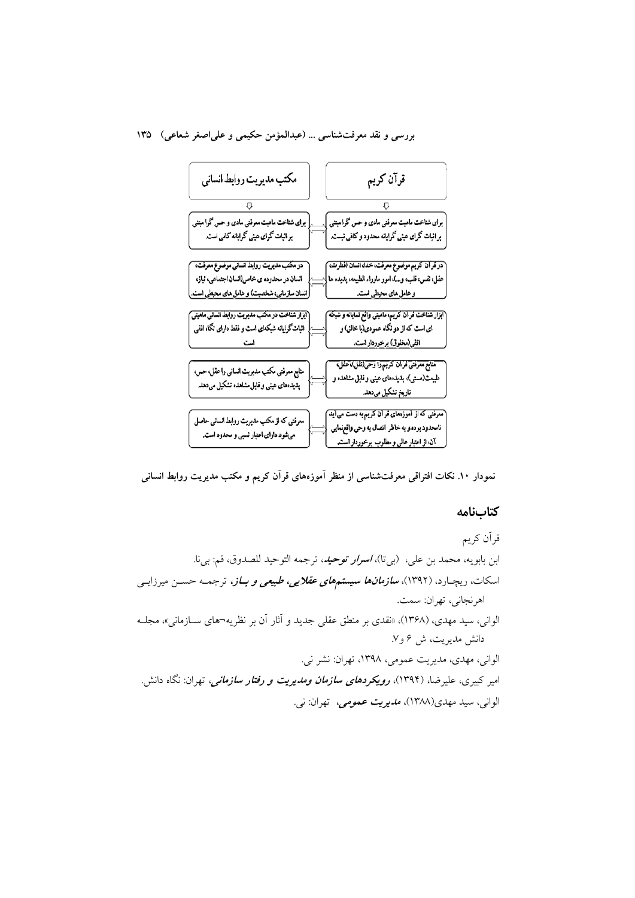| مکتب مدیریت روابط انسانی | | قرآن کریم |
| --- | --- | --- |
| برای شناخت ماهیت معرفتی مادی و حس گرا مبتنی بر اثبات گرای عینی گرایانه کافی است. | ⟺ | برای شناخت ماهیت معرفتی مادی و حس گرا مبتنی بر اثبات گرای عینی گرایانه محدود و کافی نیست. |
| در مکتب مدیریت روابط انسانی موضوع معرفت، انسان در محدوده ی خاص(انسان اجتماعی، نیاز، انسان سازمانی، شخصیت) و عامل های محیطی است. | ⟺ | در قرآن کریم موضوع معرفت، خدا، انسان (فطرت، عقل، نفس، قلب، و...)، امور ماوراء الطبیعه، پدیده ها و عامل های محیطی است. |
| ابزار شناخت در مکتب مدیریت روابط انسانی ماهیتی اثبات گرایانه شبکه‌ای است و فقط دارای نگاه افقی است | ⟺ | ابزار شناخت قرآن کریم، ماهیتی واقع نمایانه و شبکه ای است که از دو نگاه عمودی(با خالق) و افقی(مخلوق) برخوردار است. |
| منابع معرفتی مکتب مدیریت انسانی را عقل، حس، پدیده‌های عینی و قابل مشاهده تشکیل می‌دهد. | ⟺ | منابع معرفتی قرآن کریم را وحی(نقل)، عقل، طبیعت(حسی)، پدیده‌های عینی و قابل مشاهده، و تاریخ تشکیل می‌دهد. |
| معرفتی که از مکتب مدیریت روابط انسانی حاصل می‌شود دارای اعتبار نسبی و محدود است. | ⟺ | معرفتی که از آموزه‌های قرآن کریم به دست می‌آید نامحدود بوده و به خاطر اتصال به وحی واقع‌نمایی آن، از اعتبار عالی و مطلوب برخوردار است. |

نمودار ۱۰. نکات افتراقی معرفت‌شناسی از منظر آموزه‌های قرآن کریم و مکتب مدیریت روابط انسانی

## کتاب‌نامه

قرآن کریم

ابن بابویه، محمد بن علی، (بی‌تا)، *اسرار توحید*، ترجمه التوحید للصدوق، قم: بی‌نا.

اسکات، ریچارد، (۱۳۹۲)، *سازمان‌ها سیستم‌های عقلایی، طبیعی و باز*، ترجمه حسن میرزایی اهرنجانی، تهران: سمت.

الوانی، سید مهدی، (۱۳۶۸)، «نقدی بر منطق عقلی جدید و آثار آن بر نظریه‌¬های سازمانی»، مجله دانش مدیریت، ش ۶ و۷.

الوانی، مهدی، مدیریت عمومی، ۱۳۹۸، تهران: نشر نی.

امیر کبیری، علیرضا، (۱۳۹۴)، *رویکردهای سازمان ومدیریت و رفتار سازمانی*، تهران: نگاه دانش.

الوانی، سید مهدی(۱۳۸۸)، *مدیریت عمومی*، تهران: نی.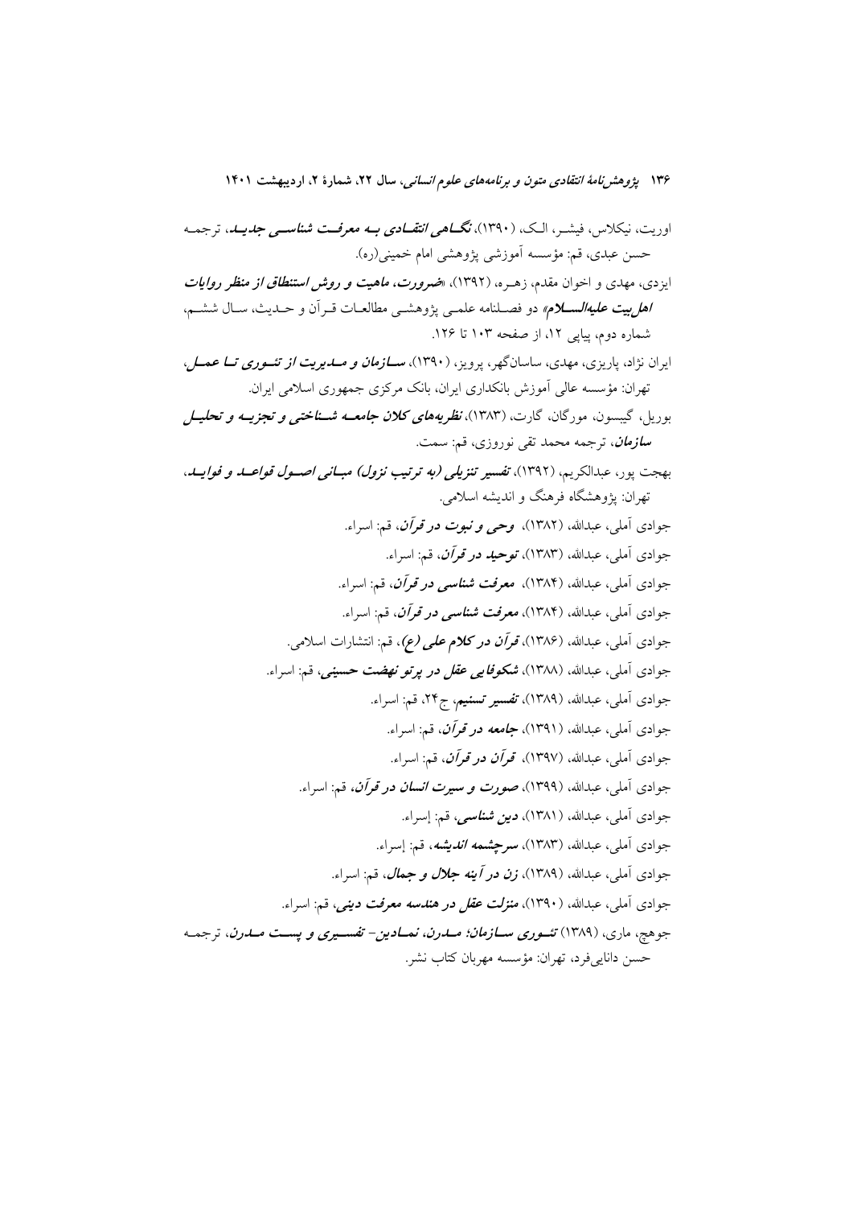اوریت، نیکلاس، فیشر، الک، (۱۳۹۰)، ***نگاهی انتقادی به معرفت شناسی جدید***، ترجمه حسن عبدی، قم: مؤسسه آموزشی پژوهشی امام خمینی(ره).

ایزدی، مهدی و اخوان مقدم، زهره، (۱۳۹۲)، «***ضرورت، ماهیت و روش استنطاق از منظر روایات اهل‌بیت علیه‌السلام***» دو فصلنامه علمی پژوهشی مطالعات قرآن و حدیث، سال ششم، شماره دوم، پیاپی ۱۲، از صفحه ۱۰۳ تا ۱۲۶.

ایران نژاد، پاریزی، مهدی، ساسانگهر، پرویز، (۱۳۹۰)، ***سازمان و مدیریت از تئوری تا عمل***، تهران: مؤسسه عالی آموزش بانکداری ایران، بانک مرکزی جمهوری اسلامی ایران.

بوریل، گیبسون، مورگان، گارت، (۱۳۸۳)، ***نظریه‌های کلان جامعه شناختی و تجزیه و تحلیل سازمان***، ترجمه محمد تقی نوروزی، قم: سمت.

بهجت پور، عبدالکریم، (۱۳۹۲)، ***تفسیر تنزیلی (به ترتیب نزول) مبانی اصول قواعد و فواید***، تهران: پژوهشگاه فرهنگ و اندیشه اسلامی.

جوادی آملی، عبدالله، (۱۳۸۲)، ***وحی و نبوت در قرآن***، قم: اسراء.

جوادی آملی، عبدالله، (۱۳۸۳)، ***توحید در قرآن***، قم: اسراء.

جوادی آملی، عبدالله، (۱۳۸۴)، ***معرفت شناسی در قرآن***، قم: اسراء.

جوادی آملی، عبدالله، (۱۳۸۴)، ***معرفت شناسی در قرآن***، قم: اسراء.

جوادی آملی، عبدالله، (۱۳۸۶)، ***قرآن در کلام علی (ع)***، قم: انتشارات اسلامی.

جوادی آملی، عبدالله، (۱۳۸۸)، ***شکوفایی عقل در پرتو نهضت حسینی***، قم: اسراء.

جوادی آملی، عبدالله، (۱۳۸۹)، ***تفسیر تسنیم***، ج۲۴، قم: اسراء.

جوادی آملی، عبدالله، (۱۳۹۱)، ***جامعه در قرآن***، قم: اسراء.

جوادی آملی، عبدالله، (۱۳۹۷)، ***قرآن در قرآن***، قم: اسراء.

جوادی آملی، عبدالله، (۱۳۹۹)، ***صورت و سیرت انسان در قرآن***، قم: اسراء.

جوادی آملی، عبدالله، (۱۳۸۱)، ***دین شناسی***، قم: إسراء.

جوادی آملی، عبدالله، (۱۳۸۳)، ***سرچشمه اندیشه***، قم: إسراء.

جوادی آملی، عبدالله، (۱۳۸۹)، ***زن در آینه جلال و جمال***، قم: اسراء.

جوادی آملی، عبدالله، (۱۳۹۰)، ***منزلت عقل در هندسه معرفت دینی***، قم: اسراء.

جوهچ، ماری، (۱۳۸۹) ***تئوری سازمان؛ مدرن، نمادین- تفسیری و پست مدرن***، ترجمه حسن دانایی‌فرد، تهران: مؤسسه مهربان کتاب نشر.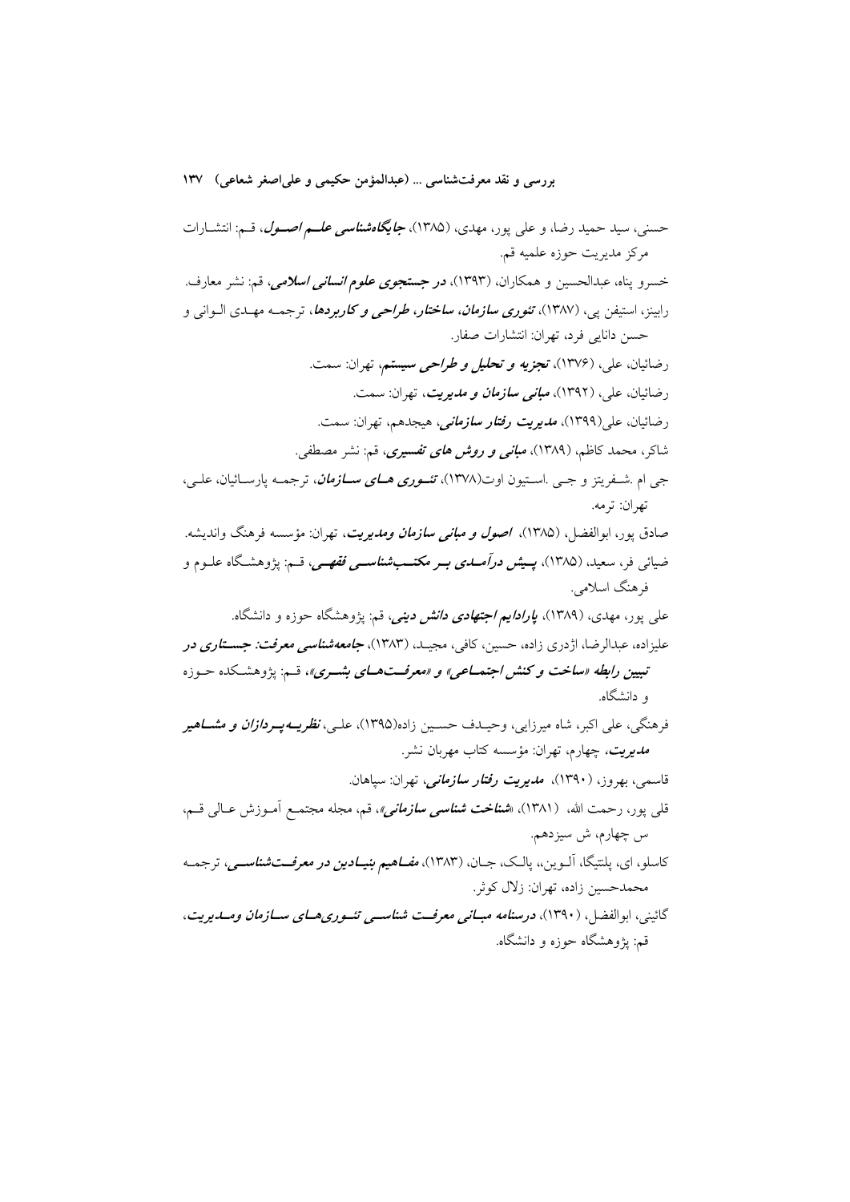حسنی، سید حمید رضا، و علی پور، مهدی، (۱۳۸۵)، ***جایگاه‌شناسی علـم اصـول***، قـم: انتشـارات مرکز مدیریت حوزه علمیه قم.

خسرو پناه، عبدالحسین و همکاران، (۱۳۹۳)، ***در جستجوی علوم انسانی اسلامی***، قم: نشر معارف.

رابینز، استیفن پی، (۱۳۸۷)، ***تئوری سازمان، ساختار، طراحی و کاربردها***، ترجمـه مهـدی الـوانی و حسن دانایی فرد، تهران: انتشارات صفار.

رضائیان، علی، (۱۳۷۶)، ***تجزیه و تحلیل و طراحی سیستم***، تهران: سمت.

رضائیان، علی، (۱۳۹۲)، ***مبانی سازمان و مدیریت***، تهران: سمت.

رضائیان، علی(۱۳۹۹)، ***مدیریت رفتار سازمانی***، هیجدهم، تهران: سمت.

شاکر، محمد کاظم، (۱۳۸۹)، ***مبانی و روش های تفسیری***، قم: نشر مصطفی.

جی ام .شـفریتز و جـی .اسـتیون اوت(۱۳۷۸)، ***تئـوری هـای سـازمان***، ترجمـه پارسـائیان، علـی، تهران: ترمه.

صادق پور، ابوالفضل، (۱۳۸۵)، ***اصول و مبانی سازمان ومدیریت***، تهران: مؤسسه فرهنگ واندیشه.

ضیائی فر، سعید، (۱۳۸۵)، ***پـیش درآمـدی بـر مکتـب‌شناسـی فقهـی***، قـم: پژوهشـگاه علـوم و فرهنگ اسلامی.

علی پور، مهدی، (۱۳۸۹)، ***پارادایم اجتهادی دانش دینی***، قم: پژوهشگاه حوزه و دانشگاه.

علیزاده، عبدالرضا، اژدری زاده، حسین، کافی، مجیـد، (۱۳۸۳)، ***جامعه‌شناسی معرفت: جسـتاری در تبیین رابطه «ساخت و کنش اجتمـاعی» و «معرفـت‌هـای بشـری»***، قـم: پژوهشـکده حـوزه و دانشگاه.

فرهنگی، علی اکبر، شاه میرزایی، وحیـدف حسـین زاده(۱۳۹۵)، علـی، ***نظریـه‌پـردازان و مشـاهیر مدیریت***، چهارم، تهران: مؤسسه کتاب مهربان نشر.

قاسمی، بهروز، (۱۳۹۰)، ***مدیریت رفتار سازمانی***، تهران: سپاهان.

قلی پور، رحمت الله، (۱۳۸۱)، «***شناخت شناسی سازمانی***»، قم، مجله مجتمـع آمـوزش عـالی قـم، س چهارم، ش سیزدهم.

کاسلو، ای، پلنتیگا، آلـوین،، پالـک، جـان، (۱۳۸۳)، ***مفـاهیم بنیـادین در معرفـت‌شناسـی***، ترجمـه محمدحسین زاده، تهران: زلال کوثر.

گائینی، ابوالفضل، (۱۳۹۰)، ***درسنامه مبـانی معرفـت شناسـی تئـوری‌هـای سـازمان ومـدیریت***، قم: پژوهشگاه حوزه و دانشگاه.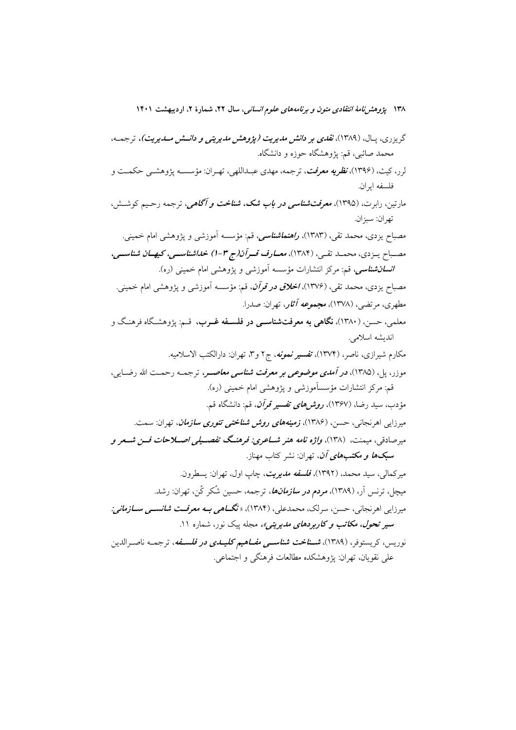گریزری، پال، (۱۳۸۹)، ***نقدی بر دانش مدیریت (پژوهش مدیریتی و دانش مدیریت)***، ترجمه، محمد صائبی، قم: پژوهشگاه حوزه و دانشگاه.

لرر، کیث، (۱۳۹۶)، ***نظریه معرفت***، ترجمه، مهدی عبداللهی، تهران: مؤسسه پژوهشی حکمت و فلسفه ایران.

مارتین، رابرت، (۱۳۹۵)، ***معرفت‌شناسی در باب شک، شناخت و آگاهی***، ترجمه رحیم کوشش، تهران: سبزان.

مصباح یزدی، محمد تقی، (۱۳۸۳)، ***راهنماشناسی***، قم: مؤسسه آموزشی و پژوهشی امام خمینی.

مصباح یزدی، محمد تقی، (۱۳۸۴)، ***معارف قرآن(ج ۳-۱) خداشناسی، کیهان شناسی، انسان‌شناسی***، قم: مرکز انتشارات مؤسسه آموزشی و پژوهشی امام خمینی (ره).

مصباح یزدی، محمد تقی، (۱۳۷۶)، ***اخلاق در قرآن***، قم: مؤسسه آموزشی و پژوهشی امام خمینی.

مطهری، مرتضی، (۱۳۷۸)، ***مجموعه آثار***، تهران: صدرا.

معلمی، حسن، (۱۳۸۰)، **نگاهی به معرفت‌شناسی در فلسفه غرب**، قم: پژوهشگاه فرهنگ و اندیشه اسلامی.

مکارم شیرازی، ناصر، (۱۳۷۴)، ***تفسیر نمونه***، ج۲ و۳، تهران: دارالکتب الاسلامیه.

موزر، پل، (۱۳۸۵)، ***در آمدی موضوعی بر معرفت شناسی معاصر***، ترجمه رحمت الله رضایی، قم: مرکز انتشارات مؤسسه‌آموزشی و پژوهشی امام خمینی (ره).

مؤدب، سید رضا، (۱۳۶۷)، ***روش‌های تفسیر قرآن***، قم: دانشگاه قم.

میرزایی اهرنجانی، حسن، (۱۳۸۶)، ***زمینه‌های روش شناختی تئوری سازمان***، تهران: سمت.

میرصادقی، میمنت، (۱۳۸)، ***واژه نامه هنر شاعری: فرهنگ تفصیلی اصلاحات فن شعر و سبک‌ها و مکتب‌های آن***، تهران: نشر کتاب مهناز.

میرکمالی، سید محمد، (۱۳۹۲)، ***فلسفه مدیریت***، چاپ اول، تهران: یسطرون.

میچل، ترنس آر، (۱۳۸۹)، ***مردم در سازمان‌ها***، ترجمه، حسین شُکر کُن، تهران: رشد.

میرزایی اهرنجانی، حسن، سرلک، محمدعلی، (۱۳۸۴)، «***نگاهی به معرفت شناسی سازمانی: سیر تحول، مکاتب و کاربردهای مدیریتی***»، مجله پیک نور، شماره ۱۱.

نوریس، کریستوفر، (۱۳۸۹)، ***شناخت شناسی مفاهیم کلیدی در فلسفه***، ترجمه ناصرالدین علی نقویان، تهران: پژوهشکده مطالعات فرهنگی و اجتماعی.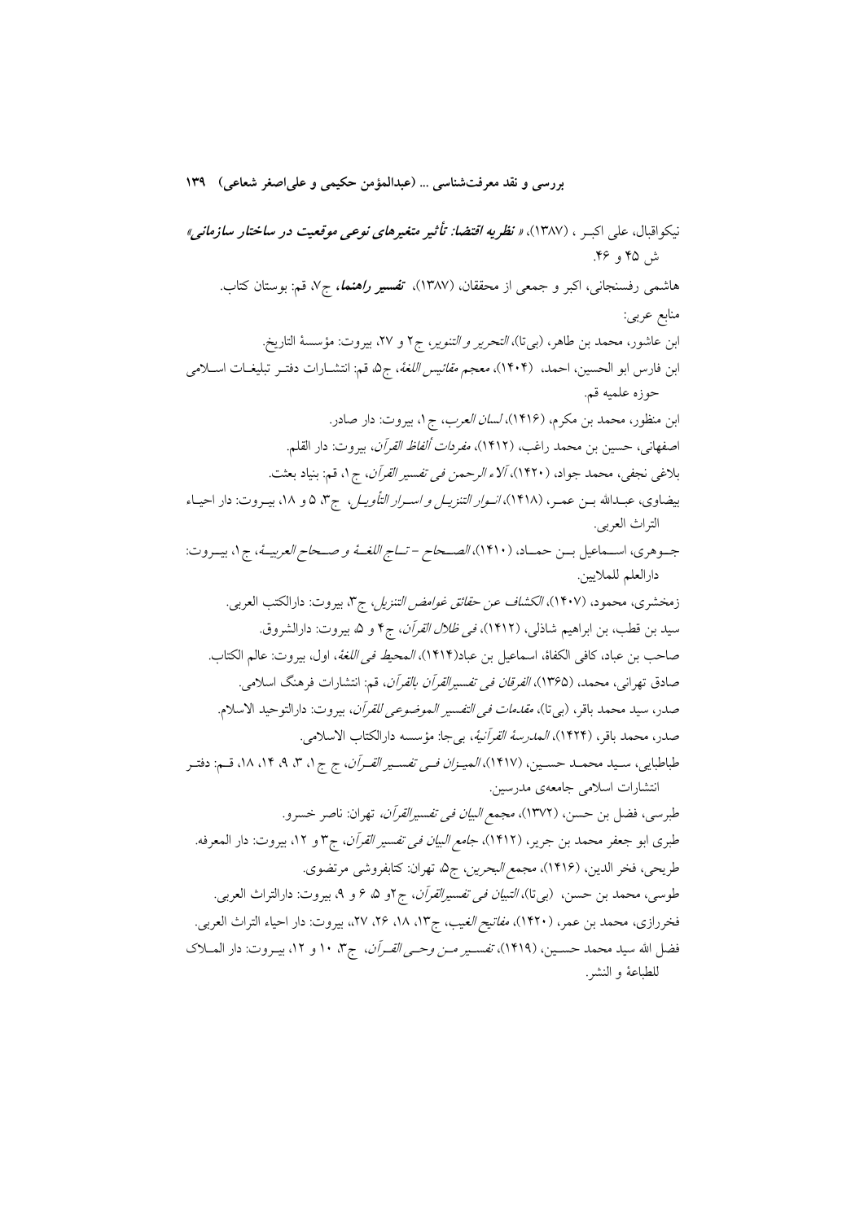نیکواقبال، علی اکبر ، (۱۳۸۷)، « ***نظریه اقتضا: تأثیر متغیرهای نوعی موقعیت در ساختار سازمانی*** » ش ۴۵ و ۴۶.

هاشمی رفسنجانی، اکبر و جمعی از محققان، (۱۳۸۷)، ***تفسیر راهنما***، ج۷، قم: بوستان کتاب.

منابع عربی:

ابن عاشور، محمد بن طاهر، (بی‌تا)، *التحریر و التنویر*، ج۲ و ۲۷، بیروت: مؤسسة التاریخ.

ابن فارس ابو الحسین، احمد، (۱۴۰۴)، *معجم مقائیس اللغة*، ج۵، قم: انتشارات دفتر تبلیغات اسلامی حوزه علمیه قم.

ابن منظور، محمد بن مکرم، (۱۴۱۶)، *لسان العرب*، ج۱، بیروت: دار صادر.

اصفهانی، حسین بن محمد راغب، (۱۴۱۲)، *مفردات ألفاظ القرآن*، بیروت: دار القلم.

بلاغی نجفی، محمد جواد، (۱۴۲۰)، *آلاء الرحمن فی تفسیر القرآن*، ج۱، قم: بنیاد بعثت.

بیضاوی، عبدالله بن عمر، (۱۴۱۸)، *انوار التنزیل و اسرار التأویل*، ج۳، ۵ و ۱۸، بیروت: دار احیاء التراث العربی.

جوهری، اسماعیل بن حماد، (۱۴۱۰)، *الصحاح – تاج اللغة و صحاح العربیة*، ج۱، بیروت: دارالعلم للملایین.

زمخشری، محمود، (۱۴۰۷)، *الکشاف عن حقائق غوامض التنزیل*، ج۳، بیروت: دارالکتب العربی.

سید بن قطب، بن ابراهیم شاذلی، (۱۴۱۲)، *فی ظلال القرآن*، ج۴ و ۵، بیروت: دارالشروق.

صاحب بن عباد، کافی الکفاة، اسماعیل بن عباد(۱۴۱۴)، *المحیط فی اللغة*، اول، بیروت: عالم الکتاب.

صادق تهرانی، محمد، (۱۳۶۵)، *الفرقان فی تفسیرالقرآن بالقرآن*، قم: انتشارات فرهنگ اسلامی.

صدر، سید محمد باقر، (بی‌تا)، *مقدمات فی التفسیر الموضوعی للقرآن*، بیروت: دارالتوحید الاسلام.

صدر، محمد باقر، (۱۴۲۴)، *المدرسة القرآنیة*، بی‌جا: مؤسسه دارالکتاب الاسلامی.

طباطبایی، سید محمد حسین، (۱۴۱۷)، *المیزان فی تفسیر القرآن*، ج ج۱، ۳، ۹، ۱۴، ۱۸، قم: دفتر انتشارات اسلامی جامعه‌ی مدرسین.

طبرسی، فضل بن حسن، (۱۳۷۲)، *مجمع البیان فی تفسیرالقرآن*، تهران: ناصر خسرو.

طبری ابو جعفر محمد بن جریر، (۱۴۱۲)، *جامع البیان فی تفسیر القرآن*، ج۳ و ۱۲، بیروت: دار المعرفه.

طریحی، فخر الدین، (۱۴۱۶)، *مجمع البحرین*، ج۵، تهران: کتابفروشی مرتضوی.

طوسی، محمد بن حسن، (بی‌تا)، *التبیان فی تفسیرالقرآن*، ج۲و ۵، ۶ و ۹، بیروت: دارالتراث العربی.

فخررازی، محمد بن عمر، (۱۴۲۰)، *مفاتیح الغیب*، ج۱۳، ۱۸، ۲۶، ۲۷، بیروت: دار احیاء التراث العربی.

فضل الله سید محمد حسین، (۱۴۱۹)، *تفسیر من وحی القرآن*، ج۳، ۱۰ و ۱۲، بیروت: دار الملاک للطباعة و النشر.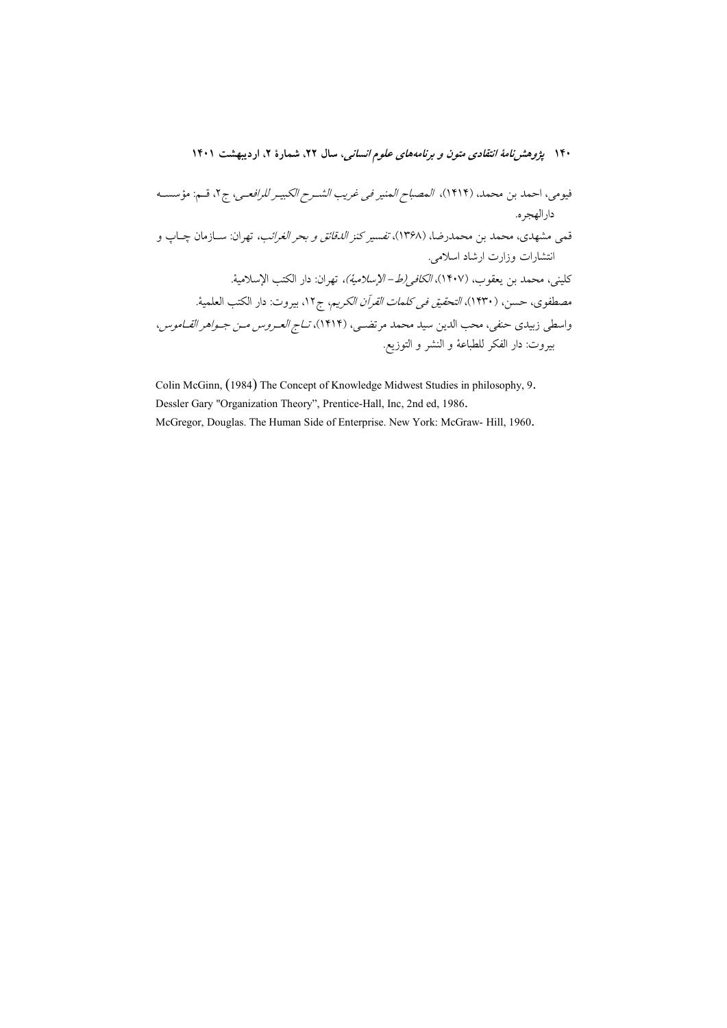فیومی، احمد بن محمد، (۱۴۱۴)، *المصباح المنیر فی غریب الشـرح الکبیـر للرافعـی*، ج۲، قـم: مؤسسـه دارالهجره.

قمی مشهدی، محمد بن محمدرضا، (۱۳۶۸)، *تفسیر کنز الدقائق و بحر الغرائب*، تهران: سـازمان چـاپ و انتشارات وزارت ارشاد اسلامی.

کلینی، محمد بن یعقوب، (۱۴۰۷)، *الکافی(ط- الإسلامیة)*، تهران: دار الکتب الإسلامیة.

مصطفوی، حسن، (۱۴۳۰)، *التحقیق فی کلمات القرآن الکریم*، ج۱۲، بیروت: دار الکتب العلمیة.

واسطی زبیدی حنفی، محب الدین سید محمد مرتضـی، (۱۴۱۴)، *تـاج العـروس مـن جـواهر القـاموس*، بیروت: دار الفکر للطباعة و النشر و التوزیع.

Colin McGinn, (1984) The Concept of Knowledge Midwest Studies in philosophy, 9.

Dessler Gary "Organization Theory", Prentice-Hall, Inc, 2nd ed, 1986.

McGregor, Douglas. The Human Side of Enterprise. New York: McGraw- Hill, 1960.